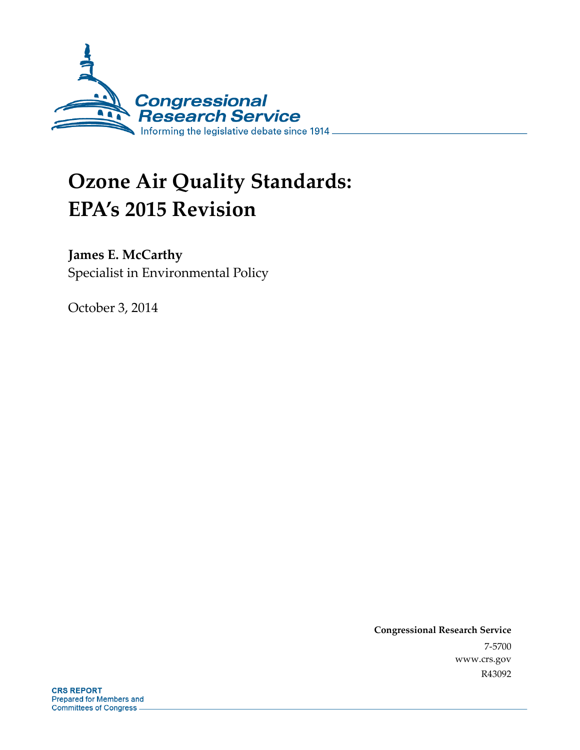Congressional Research Service

Informing the legislative debate since 1914

# Ozone Air Quality Standards: EPA's 2015 Revision

**James E. McCarthy**
Specialist in Environmental Policy

October 3, 2014

**Congressional Research Service**
7-5700
www.crs.gov
R43092

**CRS REPORT**
Prepared for Members and
Committees of Congress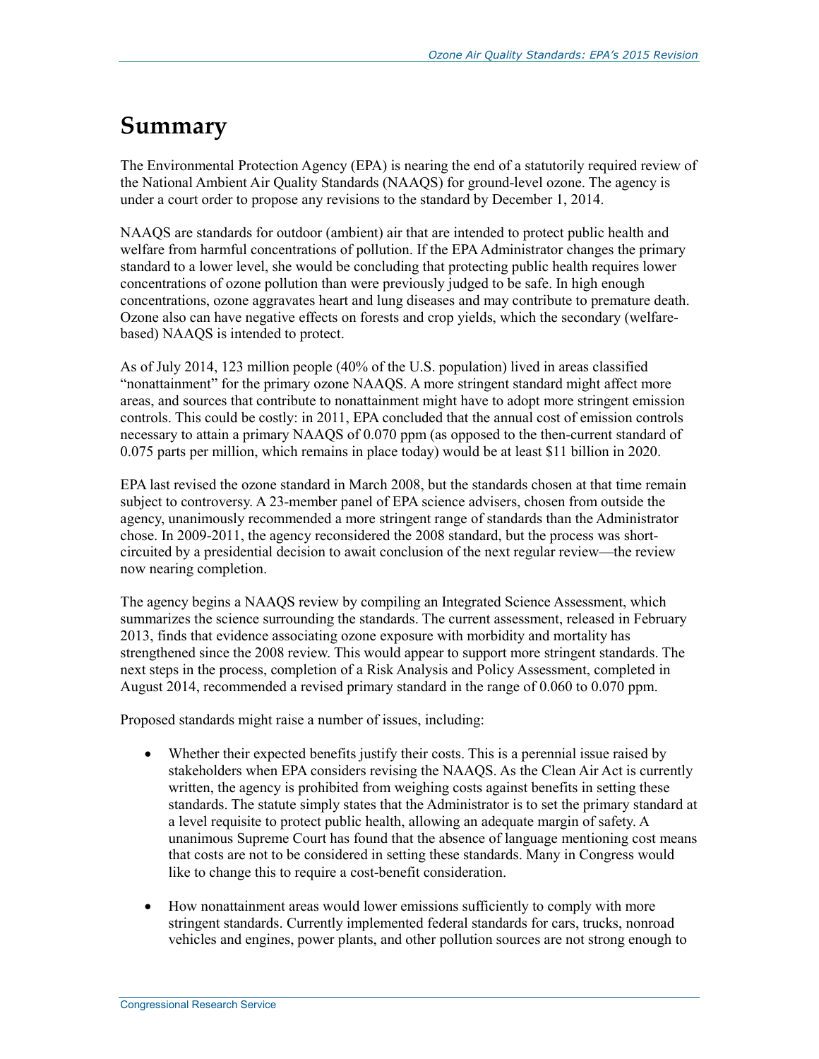# Summary

The Environmental Protection Agency (EPA) is nearing the end of a statutorily required review of the National Ambient Air Quality Standards (NAAQS) for ground-level ozone. The agency is under a court order to propose any revisions to the standard by December 1, 2014.

NAAQS are standards for outdoor (ambient) air that are intended to protect public health and welfare from harmful concentrations of pollution. If the EPA Administrator changes the primary standard to a lower level, she would be concluding that protecting public health requires lower concentrations of ozone pollution than were previously judged to be safe. In high enough concentrations, ozone aggravates heart and lung diseases and may contribute to premature death. Ozone also can have negative effects on forests and crop yields, which the secondary (welfare-based) NAAQS is intended to protect.

As of July 2014, 123 million people (40% of the U.S. population) lived in areas classified "nonattainment" for the primary ozone NAAQS. A more stringent standard might affect more areas, and sources that contribute to nonattainment might have to adopt more stringent emission controls. This could be costly: in 2011, EPA concluded that the annual cost of emission controls necessary to attain a primary NAAQS of 0.070 ppm (as opposed to the then-current standard of 0.075 parts per million, which remains in place today) would be at least $11 billion in 2020.

EPA last revised the ozone standard in March 2008, but the standards chosen at that time remain subject to controversy. A 23-member panel of EPA science advisers, chosen from outside the agency, unanimously recommended a more stringent range of standards than the Administrator chose. In 2009-2011, the agency reconsidered the 2008 standard, but the process was short-circuited by a presidential decision to await conclusion of the next regular review—the review now nearing completion.

The agency begins a NAAQS review by compiling an Integrated Science Assessment, which summarizes the science surrounding the standards. The current assessment, released in February 2013, finds that evidence associating ozone exposure with morbidity and mortality has strengthened since the 2008 review. This would appear to support more stringent standards. The next steps in the process, completion of a Risk Analysis and Policy Assessment, completed in August 2014, recommended a revised primary standard in the range of 0.060 to 0.070 ppm.

Proposed standards might raise a number of issues, including:

- Whether their expected benefits justify their costs. This is a perennial issue raised by stakeholders when EPA considers revising the NAAQS. As the Clean Air Act is currently written, the agency is prohibited from weighing costs against benefits in setting these standards. The statute simply states that the Administrator is to set the primary standard at a level requisite to protect public health, allowing an adequate margin of safety. A unanimous Supreme Court has found that the absence of language mentioning cost means that costs are not to be considered in setting these standards. Many in Congress would like to change this to require a cost-benefit consideration.
- How nonattainment areas would lower emissions sufficiently to comply with more stringent standards. Currently implemented federal standards for cars, trucks, nonroad vehicles and engines, power plants, and other pollution sources are not strong enough to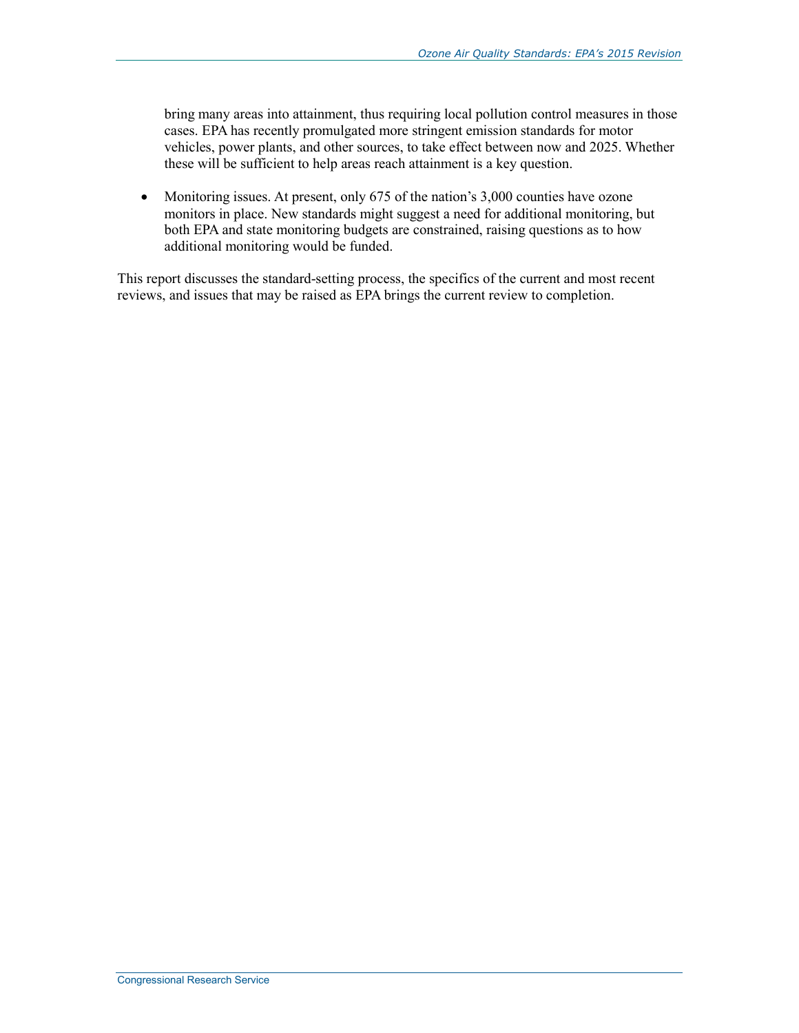bring many areas into attainment, thus requiring local pollution control measures in those cases. EPA has recently promulgated more stringent emission standards for motor vehicles, power plants, and other sources, to take effect between now and 2025. Whether these will be sufficient to help areas reach attainment is a key question.

- Monitoring issues. At present, only 675 of the nation's 3,000 counties have ozone monitors in place. New standards might suggest a need for additional monitoring, but both EPA and state monitoring budgets are constrained, raising questions as to how additional monitoring would be funded.

This report discusses the standard-setting process, the specifics of the current and most recent reviews, and issues that may be raised as EPA brings the current review to completion.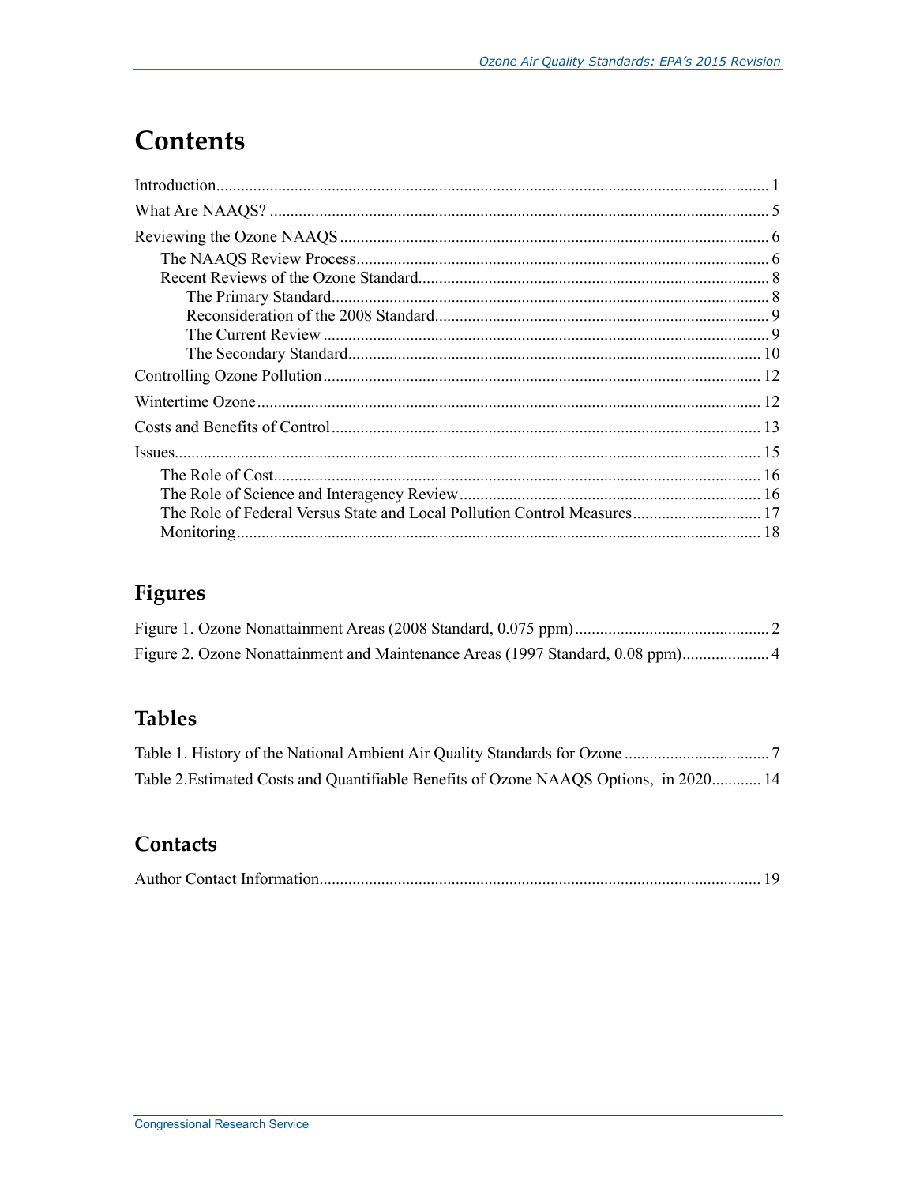# Contents

Introduction .......... 1

What Are NAAQS? .......... 5

Reviewing the Ozone NAAQS .......... 6

- The NAAQS Review Process .......... 6
- Recent Reviews of the Ozone Standard .......... 8
  - The Primary Standard .......... 8
  - Reconsideration of the 2008 Standard .......... 9
  - The Current Review .......... 9
  - The Secondary Standard .......... 10

Controlling Ozone Pollution .......... 12

Wintertime Ozone .......... 12

Costs and Benefits of Control .......... 13

Issues .......... 15

- The Role of Cost .......... 16
- The Role of Science and Interagency Review .......... 16
- The Role of Federal Versus State and Local Pollution Control Measures .......... 17
- Monitoring .......... 18

## Figures

Figure 1. Ozone Nonattainment Areas (2008 Standard, 0.075 ppm) .......... 2

Figure 2. Ozone Nonattainment and Maintenance Areas (1997 Standard, 0.08 ppm) .......... 4

## Tables

Table 1. History of the National Ambient Air Quality Standards for Ozone .......... 7

Table 2.Estimated Costs and Quantifiable Benefits of Ozone NAAQS Options, in 2020 .......... 14

## Contacts

Author Contact Information .......... 19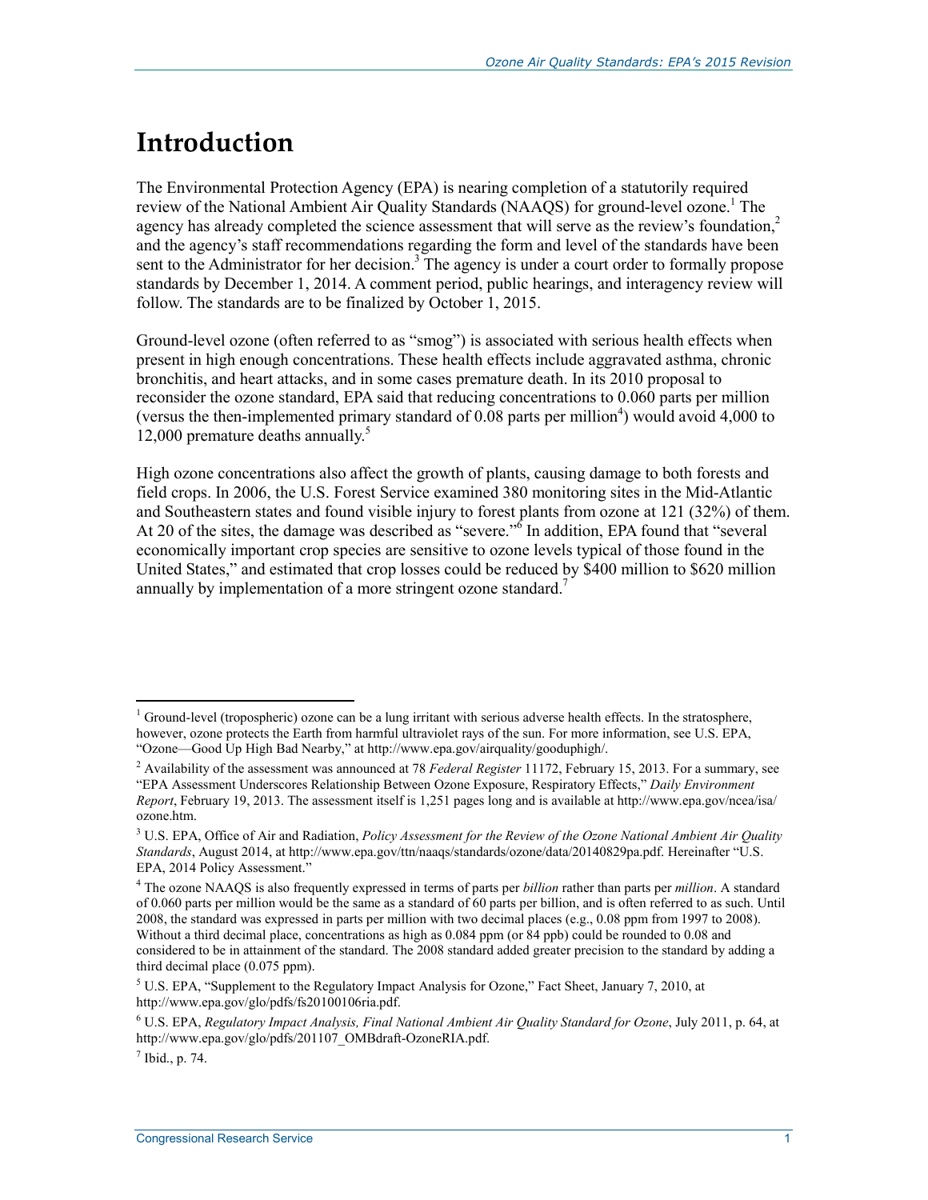# Introduction

The Environmental Protection Agency (EPA) is nearing completion of a statutorily required review of the National Ambient Air Quality Standards (NAAQS) for ground-level ozone.[1] The agency has already completed the science assessment that will serve as the review's foundation,[2] and the agency's staff recommendations regarding the form and level of the standards have been sent to the Administrator for her decision.[3] The agency is under a court order to formally propose standards by December 1, 2014. A comment period, public hearings, and interagency review will follow. The standards are to be finalized by October 1, 2015.

Ground-level ozone (often referred to as "smog") is associated with serious health effects when present in high enough concentrations. These health effects include aggravated asthma, chronic bronchitis, and heart attacks, and in some cases premature death. In its 2010 proposal to reconsider the ozone standard, EPA said that reducing concentrations to 0.060 parts per million (versus the then-implemented primary standard of 0.08 parts per million[4]) would avoid 4,000 to 12,000 premature deaths annually.[5]

High ozone concentrations also affect the growth of plants, causing damage to both forests and field crops. In 2006, the U.S. Forest Service examined 380 monitoring sites in the Mid-Atlantic and Southeastern states and found visible injury to forest plants from ozone at 121 (32%) of them. At 20 of the sites, the damage was described as "severe."[6] In addition, EPA found that "several economically important crop species are sensitive to ozone levels typical of those found in the United States," and estimated that crop losses could be reduced by $400 million to $620 million annually by implementation of a more stringent ozone standard.[7]

---

[1] Ground-level (tropospheric) ozone can be a lung irritant with serious adverse health effects. In the stratosphere, however, ozone protects the Earth from harmful ultraviolet rays of the sun. For more information, see U.S. EPA, "Ozone—Good Up High Bad Nearby," at http://www.epa.gov/airquality/gooduphigh/.

[2] Availability of the assessment was announced at 78 *Federal Register* 11172, February 15, 2013. For a summary, see "EPA Assessment Underscores Relationship Between Ozone Exposure, Respiratory Effects," *Daily Environment Report*, February 19, 2013. The assessment itself is 1,251 pages long and is available at http://www.epa.gov/ncea/isa/ozone.htm.

[3] U.S. EPA, Office of Air and Radiation, *Policy Assessment for the Review of the Ozone National Ambient Air Quality Standards*, August 2014, at http://www.epa.gov/ttn/naaqs/standards/ozone/data/20140829pa.pdf. Hereinafter "U.S. EPA, 2014 Policy Assessment."

[4] The ozone NAAQS is also frequently expressed in terms of parts per *billion* rather than parts per *million*. A standard of 0.060 parts per million would be the same as a standard of 60 parts per billion, and is often referred to as such. Until 2008, the standard was expressed in parts per million with two decimal places (e.g., 0.08 ppm from 1997 to 2008). Without a third decimal place, concentrations as high as 0.084 ppm (or 84 ppb) could be rounded to 0.08 and considered to be in attainment of the standard. The 2008 standard added greater precision to the standard by adding a third decimal place (0.075 ppm).

[5] U.S. EPA, "Supplement to the Regulatory Impact Analysis for Ozone," Fact Sheet, January 7, 2010, at http://www.epa.gov/glo/pdfs/fs20100106ria.pdf.

[6] U.S. EPA, *Regulatory Impact Analysis, Final National Ambient Air Quality Standard for Ozone*, July 2011, p. 64, at http://www.epa.gov/glo/pdfs/201107_OMBdraft-OzoneRIA.pdf.

[7] Ibid., p. 74.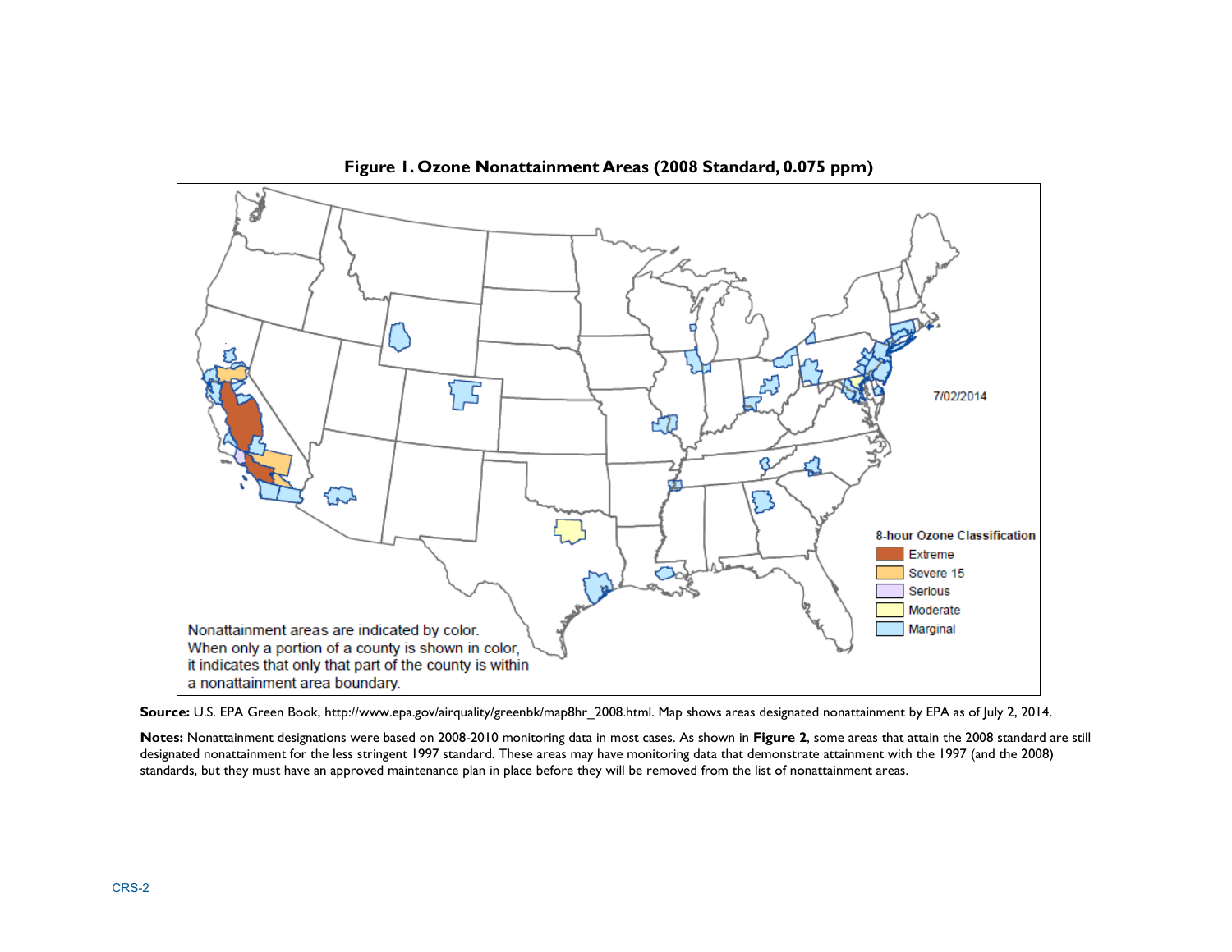**Figure 1. Ozone Nonattainment Areas (2008 Standard, 0.075 ppm)**

7/02/2014

**8-hour Ozone Classification**

- Extreme
- Severe 15
- Serious
- Moderate
- Marginal

Nonattainment areas are indicated by color. When only a portion of a county is shown in color, it indicates that only that part of the county is within a nonattainment area boundary.

**Source:** U.S. EPA Green Book, http://www.epa.gov/airquality/greenbk/map8hr_2008.html. Map shows areas designated nonattainment by EPA as of July 2, 2014.

**Notes:** Nonattainment designations were based on 2008-2010 monitoring data in most cases. As shown in **Figure 2**, some areas that attain the 2008 standard are still designated nonattainment for the less stringent 1997 standard. These areas may have monitoring data that demonstrate attainment with the 1997 (and the 2008) standards, but they must have an approved maintenance plan in place before they will be removed from the list of nonattainment areas.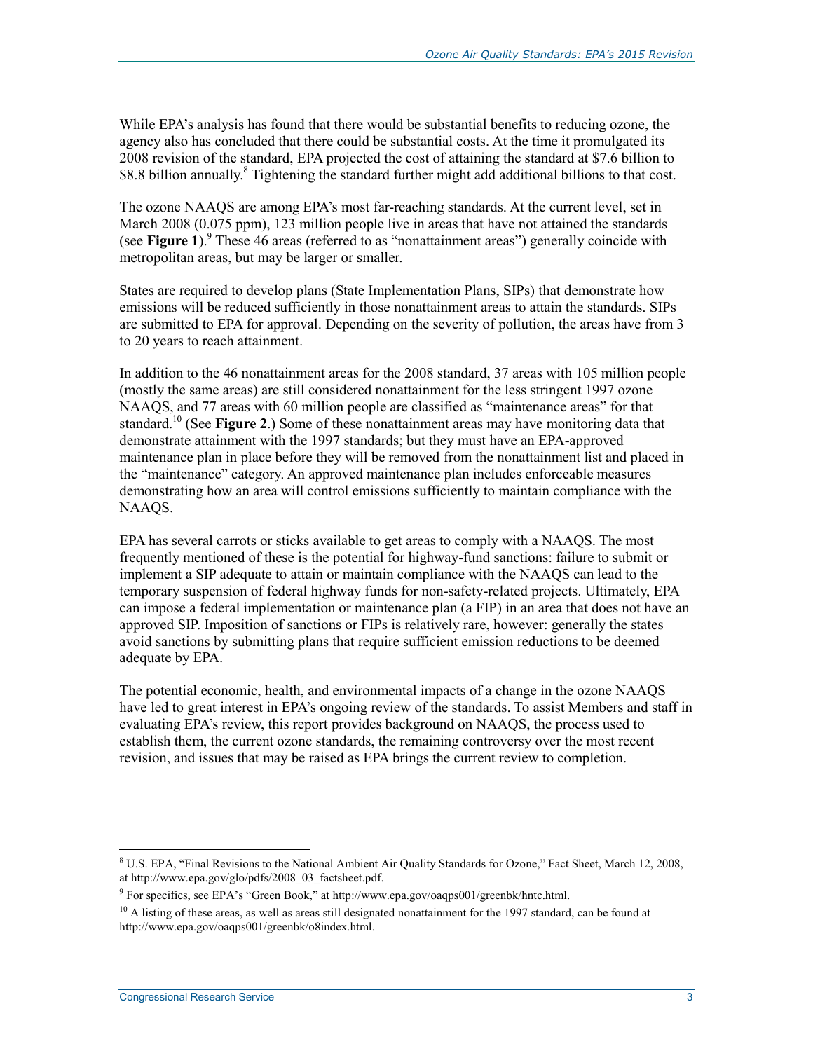While EPA's analysis has found that there would be substantial benefits to reducing ozone, the agency also has concluded that there could be substantial costs. At the time it promulgated its 2008 revision of the standard, EPA projected the cost of attaining the standard at $7.6 billion to $8.8 billion annually.[8] Tightening the standard further might add additional billions to that cost.

The ozone NAAQS are among EPA's most far-reaching standards. At the current level, set in March 2008 (0.075 ppm), 123 million people live in areas that have not attained the standards (see **Figure 1**).[9] These 46 areas (referred to as "nonattainment areas") generally coincide with metropolitan areas, but may be larger or smaller.

States are required to develop plans (State Implementation Plans, SIPs) that demonstrate how emissions will be reduced sufficiently in those nonattainment areas to attain the standards. SIPs are submitted to EPA for approval. Depending on the severity of pollution, the areas have from 3 to 20 years to reach attainment.

In addition to the 46 nonattainment areas for the 2008 standard, 37 areas with 105 million people (mostly the same areas) are still considered nonattainment for the less stringent 1997 ozone NAAQS, and 77 areas with 60 million people are classified as "maintenance areas" for that standard.[10] (See **Figure 2**.) Some of these nonattainment areas may have monitoring data that demonstrate attainment with the 1997 standards; but they must have an EPA-approved maintenance plan in place before they will be removed from the nonattainment list and placed in the "maintenance" category. An approved maintenance plan includes enforceable measures demonstrating how an area will control emissions sufficiently to maintain compliance with the NAAQS.

EPA has several carrots or sticks available to get areas to comply with a NAAQS. The most frequently mentioned of these is the potential for highway-fund sanctions: failure to submit or implement a SIP adequate to attain or maintain compliance with the NAAQS can lead to the temporary suspension of federal highway funds for non-safety-related projects. Ultimately, EPA can impose a federal implementation or maintenance plan (a FIP) in an area that does not have an approved SIP. Imposition of sanctions or FIPs is relatively rare, however: generally the states avoid sanctions by submitting plans that require sufficient emission reductions to be deemed adequate by EPA.

The potential economic, health, and environmental impacts of a change in the ozone NAAQS have led to great interest in EPA's ongoing review of the standards. To assist Members and staff in evaluating EPA's review, this report provides background on NAAQS, the process used to establish them, the current ozone standards, the remaining controversy over the most recent revision, and issues that may be raised as EPA brings the current review to completion.

---

[8] U.S. EPA, "Final Revisions to the National Ambient Air Quality Standards for Ozone," Fact Sheet, March 12, 2008, at http://www.epa.gov/glo/pdfs/2008_03_factsheet.pdf.

[9] For specifics, see EPA's "Green Book," at http://www.epa.gov/oaqps001/greenbk/hntc.html.

[10] A listing of these areas, as well as areas still designated nonattainment for the 1997 standard, can be found at http://www.epa.gov/oaqps001/greenbk/o8index.html.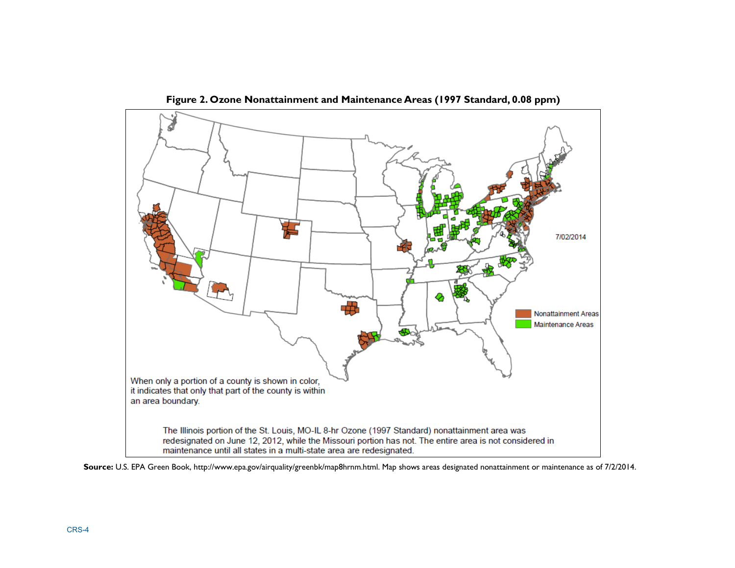**Figure 2. Ozone Nonattainment and Maintenance Areas (1997 Standard, 0.08 ppm)**

7/02/2014

Nonattainment Areas

Maintenance Areas

When only a portion of a county is shown in color, it indicates that only that part of the county is within an area boundary.

The Illinois portion of the St. Louis, MO-IL 8-hr Ozone (1997 Standard) nonattainment area was redesignated on June 12, 2012, while the Missouri portion has not. The entire area is not considered in maintenance until all states in a multi-state area are redesignated.

**Source:** U.S. EPA Green Book, http://www.epa.gov/airquality/greenbk/map8hrnm.html. Map shows areas designated nonattainment or maintenance as of 7/2/2014.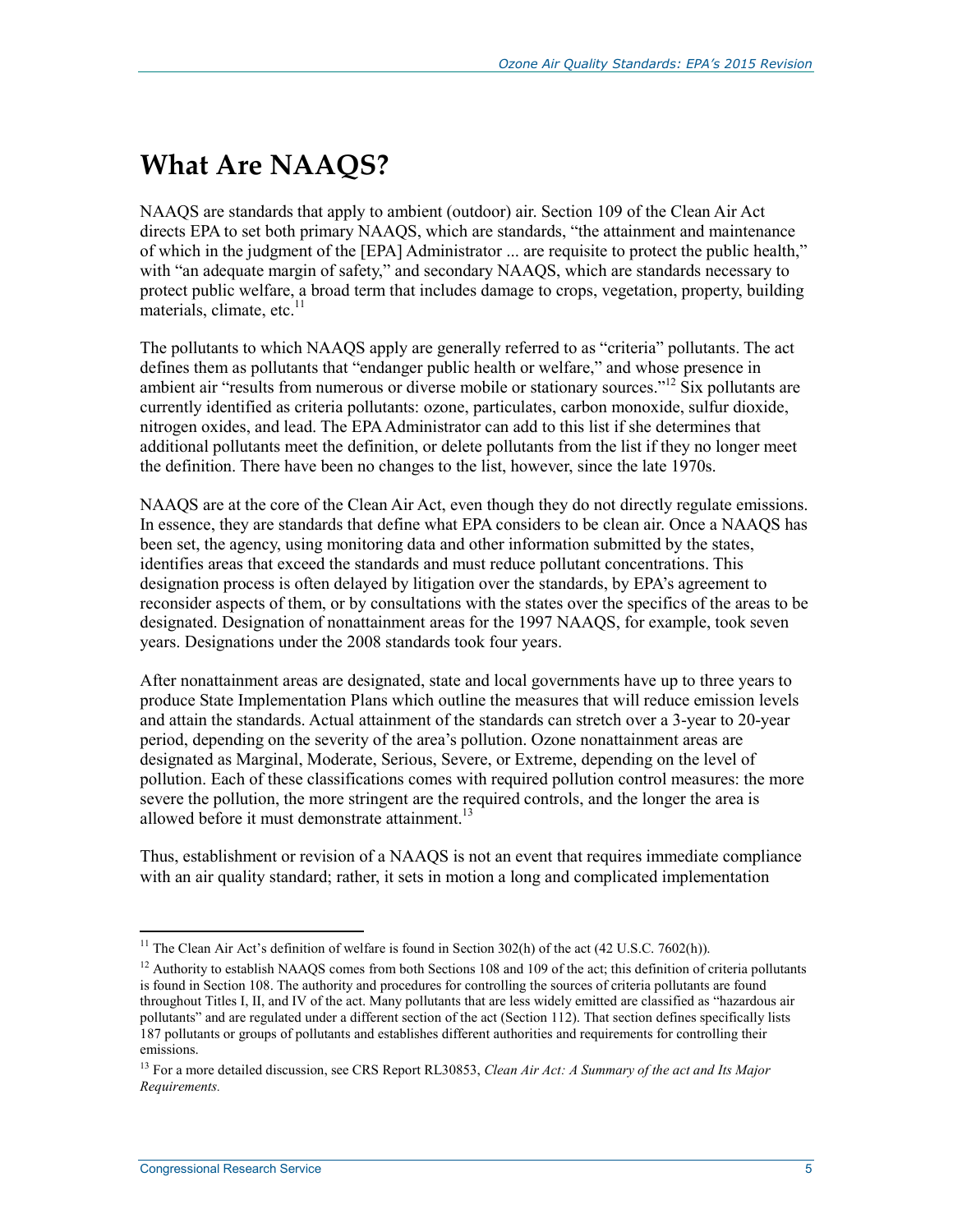## What Are NAAQS?

NAAQS are standards that apply to ambient (outdoor) air. Section 109 of the Clean Air Act directs EPA to set both primary NAAQS, which are standards, "the attainment and maintenance of which in the judgment of the [EPA] Administrator ... are requisite to protect the public health," with "an adequate margin of safety," and secondary NAAQS, which are standards necessary to protect public welfare, a broad term that includes damage to crops, vegetation, property, building materials, climate, etc.[11]

The pollutants to which NAAQS apply are generally referred to as "criteria" pollutants. The act defines them as pollutants that "endanger public health or welfare," and whose presence in ambient air "results from numerous or diverse mobile or stationary sources."[12] Six pollutants are currently identified as criteria pollutants: ozone, particulates, carbon monoxide, sulfur dioxide, nitrogen oxides, and lead. The EPA Administrator can add to this list if she determines that additional pollutants meet the definition, or delete pollutants from the list if they no longer meet the definition. There have been no changes to the list, however, since the late 1970s.

NAAQS are at the core of the Clean Air Act, even though they do not directly regulate emissions. In essence, they are standards that define what EPA considers to be clean air. Once a NAAQS has been set, the agency, using monitoring data and other information submitted by the states, identifies areas that exceed the standards and must reduce pollutant concentrations. This designation process is often delayed by litigation over the standards, by EPA's agreement to reconsider aspects of them, or by consultations with the states over the specifics of the areas to be designated. Designation of nonattainment areas for the 1997 NAAQS, for example, took seven years. Designations under the 2008 standards took four years.

After nonattainment areas are designated, state and local governments have up to three years to produce State Implementation Plans which outline the measures that will reduce emission levels and attain the standards. Actual attainment of the standards can stretch over a 3-year to 20-year period, depending on the severity of the area's pollution. Ozone nonattainment areas are designated as Marginal, Moderate, Serious, Severe, or Extreme, depending on the level of pollution. Each of these classifications comes with required pollution control measures: the more severe the pollution, the more stringent are the required controls, and the longer the area is allowed before it must demonstrate attainment.[13]

Thus, establishment or revision of a NAAQS is not an event that requires immediate compliance with an air quality standard; rather, it sets in motion a long and complicated implementation

---

[11] The Clean Air Act's definition of welfare is found in Section 302(h) of the act (42 U.S.C. 7602(h)).

[12] Authority to establish NAAQS comes from both Sections 108 and 109 of the act; this definition of criteria pollutants is found in Section 108. The authority and procedures for controlling the sources of criteria pollutants are found throughout Titles I, II, and IV of the act. Many pollutants that are less widely emitted are classified as "hazardous air pollutants" and are regulated under a different section of the act (Section 112). That section defines specifically lists 187 pollutants or groups of pollutants and establishes different authorities and requirements for controlling their emissions.

[13] For a more detailed discussion, see CRS Report RL30853, *Clean Air Act: A Summary of the act and Its Major Requirements.*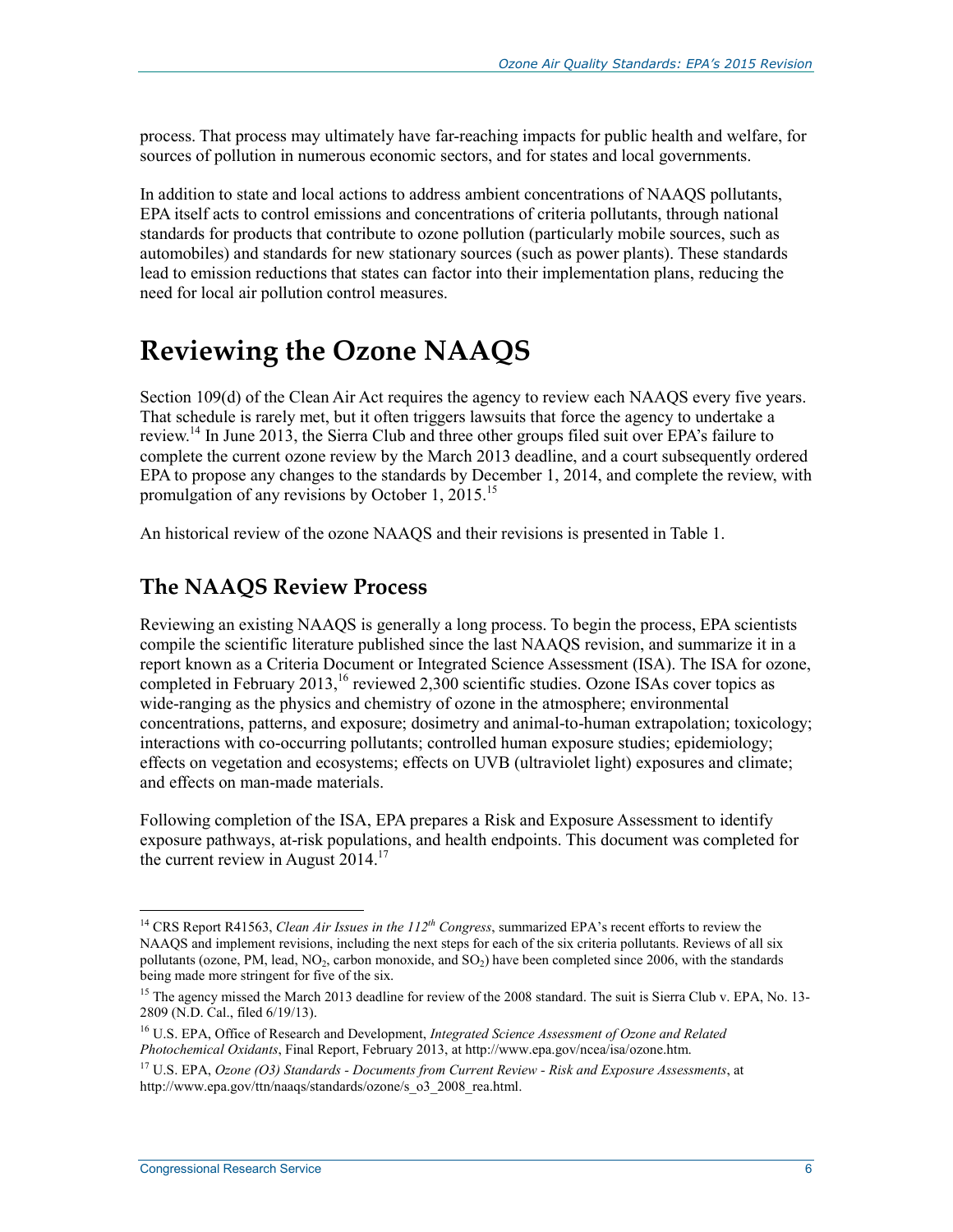process. That process may ultimately have far-reaching impacts for public health and welfare, for sources of pollution in numerous economic sectors, and for states and local governments.

In addition to state and local actions to address ambient concentrations of NAAQS pollutants, EPA itself acts to control emissions and concentrations of criteria pollutants, through national standards for products that contribute to ozone pollution (particularly mobile sources, such as automobiles) and standards for new stationary sources (such as power plants). These standards lead to emission reductions that states can factor into their implementation plans, reducing the need for local air pollution control measures.

# Reviewing the Ozone NAAQS

Section 109(d) of the Clean Air Act requires the agency to review each NAAQS every five years. That schedule is rarely met, but it often triggers lawsuits that force the agency to undertake a review.[14] In June 2013, the Sierra Club and three other groups filed suit over EPA's failure to complete the current ozone review by the March 2013 deadline, and a court subsequently ordered EPA to propose any changes to the standards by December 1, 2014, and complete the review, with promulgation of any revisions by October 1, 2015.[15]

An historical review of the ozone NAAQS and their revisions is presented in Table 1.

## The NAAQS Review Process

Reviewing an existing NAAQS is generally a long process. To begin the process, EPA scientists compile the scientific literature published since the last NAAQS revision, and summarize it in a report known as a Criteria Document or Integrated Science Assessment (ISA). The ISA for ozone, completed in February 2013,[16] reviewed 2,300 scientific studies. Ozone ISAs cover topics as wide-ranging as the physics and chemistry of ozone in the atmosphere; environmental concentrations, patterns, and exposure; dosimetry and animal-to-human extrapolation; toxicology; interactions with co-occurring pollutants; controlled human exposure studies; epidemiology; effects on vegetation and ecosystems; effects on UVB (ultraviolet light) exposures and climate; and effects on man-made materials.

Following completion of the ISA, EPA prepares a Risk and Exposure Assessment to identify exposure pathways, at-risk populations, and health endpoints. This document was completed for the current review in August 2014.[17]

---

[14] CRS Report R41563, *Clean Air Issues in the 112th Congress*, summarized EPA's recent efforts to review the NAAQS and implement revisions, including the next steps for each of the six criteria pollutants. Reviews of all six pollutants (ozone, PM, lead, $NO_2$, carbon monoxide, and $SO_2$) have been completed since 2006, with the standards being made more stringent for five of the six.

[15] The agency missed the March 2013 deadline for review of the 2008 standard. The suit is Sierra Club v. EPA, No. 13-2809 (N.D. Cal., filed 6/19/13).

[16] U.S. EPA, Office of Research and Development, *Integrated Science Assessment of Ozone and Related Photochemical Oxidants*, Final Report, February 2013, at http://www.epa.gov/ncea/isa/ozone.htm.

[17] U.S. EPA, *Ozone (O3) Standards - Documents from Current Review - Risk and Exposure Assessments*, at http://www.epa.gov/ttn/naaqs/standards/ozone/s_o3_2008_rea.html.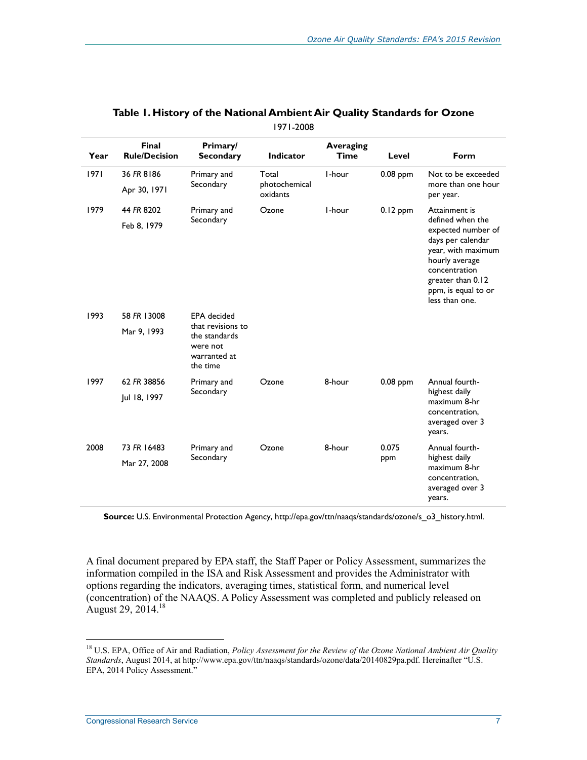**Table 1. History of the National Ambient Air Quality Standards for Ozone**

1971-2008

| Year | Final Rule/Decision | Primary/ Secondary | Indicator | Averaging Time | Level | Form |
|---|---|---|---|---|---|---|
| 1971 | 36 *FR* 8186 Apr 30, 1971 | Primary and Secondary | Total photochemical oxidants | 1-hour | 0.08 ppm | Not to be exceeded more than one hour per year. |
| 1979 | 44 *FR* 8202 Feb 8, 1979 | Primary and Secondary | Ozone | 1-hour | 0.12 ppm | Attainment is defined when the expected number of days per calendar year, with maximum hourly average concentration greater than 0.12 ppm, is equal to or less than one. |
| 1993 | 58 *FR* 13008 Mar 9, 1993 | EPA decided that revisions to the standards were not warranted at the time | | | | |
| 1997 | 62 *FR* 38856 Jul 18, 1997 | Primary and Secondary | Ozone | 8-hour | 0.08 ppm | Annual fourth-highest daily maximum 8-hr concentration, averaged over 3 years. |
| 2008 | 73 *FR* 16483 Mar 27, 2008 | Primary and Secondary | Ozone | 8-hour | 0.075 ppm | Annual fourth-highest daily maximum 8-hr concentration, averaged over 3 years. |

**Source:** U.S. Environmental Protection Agency, http://epa.gov/ttn/naaqs/standards/ozone/s_o3_history.html.

A final document prepared by EPA staff, the Staff Paper or Policy Assessment, summarizes the information compiled in the ISA and Risk Assessment and provides the Administrator with options regarding the indicators, averaging times, statistical form, and numerical level (concentration) of the NAAQS. A Policy Assessment was completed and publicly released on August 29, 2014.[18]

[18] U.S. EPA, Office of Air and Radiation, *Policy Assessment for the Review of the Ozone National Ambient Air Quality Standards*, August 2014, at http://www.epa.gov/ttn/naaqs/standards/ozone/data/20140829pa.pdf. Hereinafter "U.S. EPA, 2014 Policy Assessment."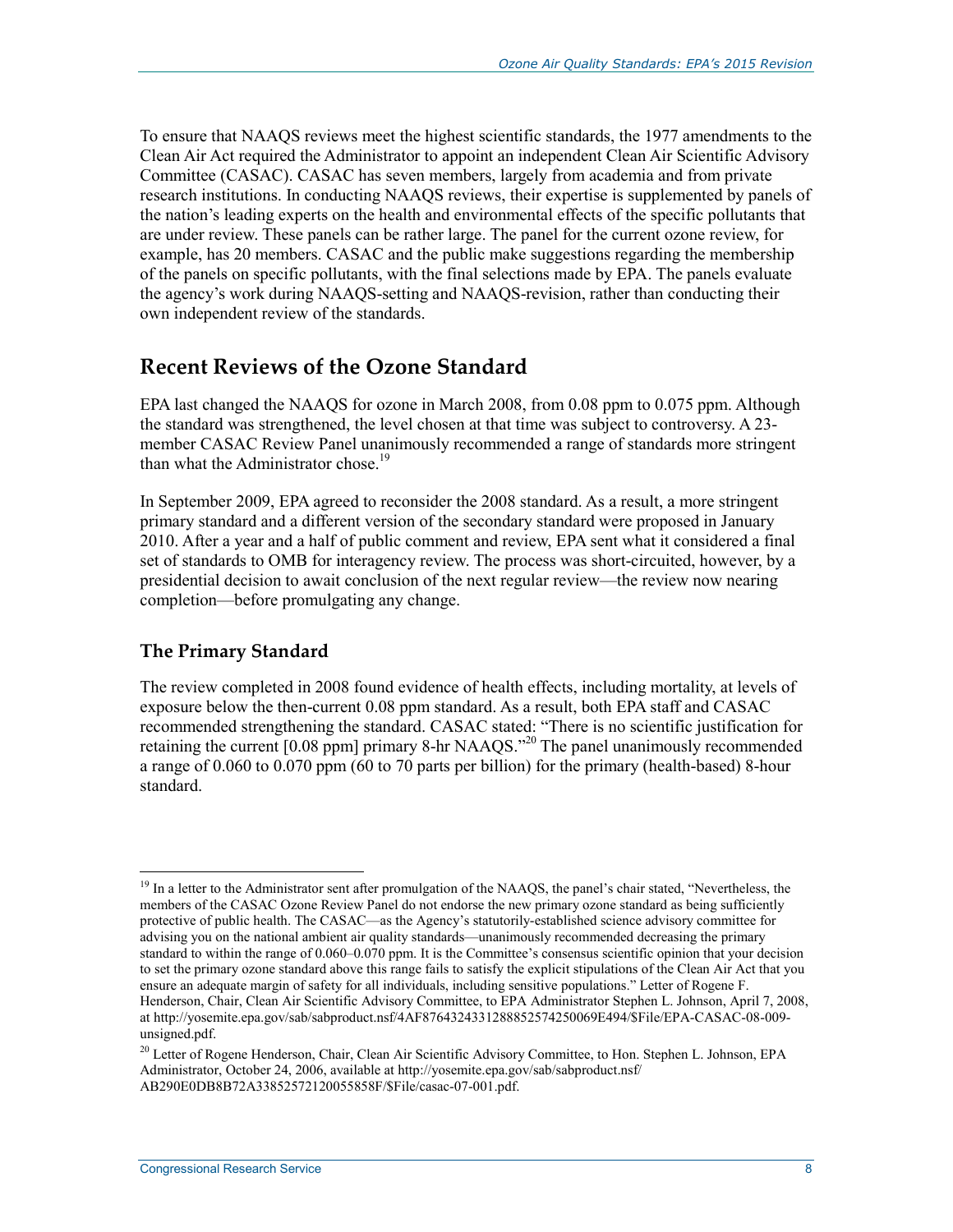To ensure that NAAQS reviews meet the highest scientific standards, the 1977 amendments to the Clean Air Act required the Administrator to appoint an independent Clean Air Scientific Advisory Committee (CASAC). CASAC has seven members, largely from academia and from private research institutions. In conducting NAAQS reviews, their expertise is supplemented by panels of the nation's leading experts on the health and environmental effects of the specific pollutants that are under review. These panels can be rather large. The panel for the current ozone review, for example, has 20 members. CASAC and the public make suggestions regarding the membership of the panels on specific pollutants, with the final selections made by EPA. The panels evaluate the agency's work during NAAQS-setting and NAAQS-revision, rather than conducting their own independent review of the standards.

## Recent Reviews of the Ozone Standard

EPA last changed the NAAQS for ozone in March 2008, from 0.08 ppm to 0.075 ppm. Although the standard was strengthened, the level chosen at that time was subject to controversy. A 23-member CASAC Review Panel unanimously recommended a range of standards more stringent than what the Administrator chose.[19]

In September 2009, EPA agreed to reconsider the 2008 standard. As a result, a more stringent primary standard and a different version of the secondary standard were proposed in January 2010. After a year and a half of public comment and review, EPA sent what it considered a final set of standards to OMB for interagency review. The process was short-circuited, however, by a presidential decision to await conclusion of the next regular review—the review now nearing completion—before promulgating any change.

### The Primary Standard

The review completed in 2008 found evidence of health effects, including mortality, at levels of exposure below the then-current 0.08 ppm standard. As a result, both EPA staff and CASAC recommended strengthening the standard. CASAC stated: "There is no scientific justification for retaining the current [0.08 ppm] primary 8-hr NAAQS."[20] The panel unanimously recommended a range of 0.060 to 0.070 ppm (60 to 70 parts per billion) for the primary (health-based) 8-hour standard.

---

[19] In a letter to the Administrator sent after promulgation of the NAAQS, the panel's chair stated, "Nevertheless, the members of the CASAC Ozone Review Panel do not endorse the new primary ozone standard as being sufficiently protective of public health. The CASAC—as the Agency's statutorily-established science advisory committee for advising you on the national ambient air quality standards—unanimously recommended decreasing the primary standard to within the range of 0.060–0.070 ppm. It is the Committee's consensus scientific opinion that your decision to set the primary ozone standard above this range fails to satisfy the explicit stipulations of the Clean Air Act that you ensure an adequate margin of safety for all individuals, including sensitive populations." Letter of Rogene F. Henderson, Chair, Clean Air Scientific Advisory Committee, to EPA Administrator Stephen L. Johnson, April 7, 2008, at http://yosemite.epa.gov/sab/sabproduct.nsf/4AF8764324331288852574250069E494/$File/EPA-CASAC-08-009-unsigned.pdf.

[20] Letter of Rogene Henderson, Chair, Clean Air Scientific Advisory Committee, to Hon. Stephen L. Johnson, EPA Administrator, October 24, 2006, available at http://yosemite.epa.gov/sab/sabproduct.nsf/AB290E0DB8B72A33852572120055858F/$File/casac-07-001.pdf.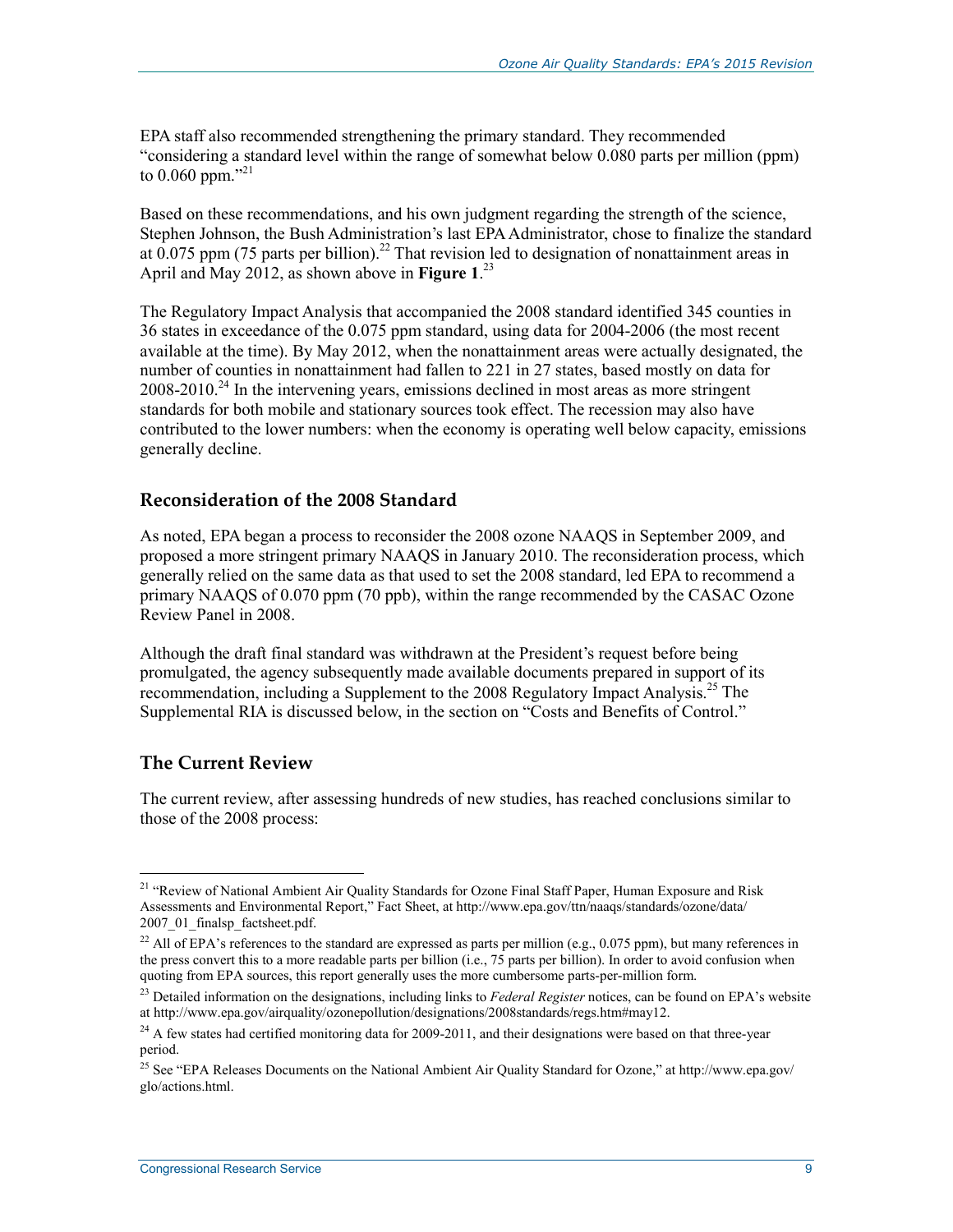EPA staff also recommended strengthening the primary standard. They recommended "considering a standard level within the range of somewhat below 0.080 parts per million (ppm) to 0.060 ppm."[21]

Based on these recommendations, and his own judgment regarding the strength of the science, Stephen Johnson, the Bush Administration's last EPA Administrator, chose to finalize the standard at 0.075 ppm (75 parts per billion).[22] That revision led to designation of nonattainment areas in April and May 2012, as shown above in **Figure 1**.[23]

The Regulatory Impact Analysis that accompanied the 2008 standard identified 345 counties in 36 states in exceedance of the 0.075 ppm standard, using data for 2004-2006 (the most recent available at the time). By May 2012, when the nonattainment areas were actually designated, the number of counties in nonattainment had fallen to 221 in 27 states, based mostly on data for 2008-2010.[24] In the intervening years, emissions declined in most areas as more stringent standards for both mobile and stationary sources took effect. The recession may also have contributed to the lower numbers: when the economy is operating well below capacity, emissions generally decline.

## Reconsideration of the 2008 Standard

As noted, EPA began a process to reconsider the 2008 ozone NAAQS in September 2009, and proposed a more stringent primary NAAQS in January 2010. The reconsideration process, which generally relied on the same data as that used to set the 2008 standard, led EPA to recommend a primary NAAQS of 0.070 ppm (70 ppb), within the range recommended by the CASAC Ozone Review Panel in 2008.

Although the draft final standard was withdrawn at the President's request before being promulgated, the agency subsequently made available documents prepared in support of its recommendation, including a Supplement to the 2008 Regulatory Impact Analysis.[25] The Supplemental RIA is discussed below, in the section on "Costs and Benefits of Control."

## The Current Review

The current review, after assessing hundreds of new studies, has reached conclusions similar to those of the 2008 process:

---

[21] "Review of National Ambient Air Quality Standards for Ozone Final Staff Paper, Human Exposure and Risk Assessments and Environmental Report," Fact Sheet, at http://www.epa.gov/ttn/naaqs/standards/ozone/data/2007_01_finalsp_factsheet.pdf.

[22] All of EPA's references to the standard are expressed as parts per million (e.g., 0.075 ppm), but many references in the press convert this to a more readable parts per billion (i.e., 75 parts per billion). In order to avoid confusion when quoting from EPA sources, this report generally uses the more cumbersome parts-per-million form.

[23] Detailed information on the designations, including links to *Federal Register* notices, can be found on EPA's website at http://www.epa.gov/airquality/ozonepollution/designations/2008standards/regs.htm#may12.

[24] A few states had certified monitoring data for 2009-2011, and their designations were based on that three-year period.

[25] See "EPA Releases Documents on the National Ambient Air Quality Standard for Ozone," at http://www.epa.gov/glo/actions.html.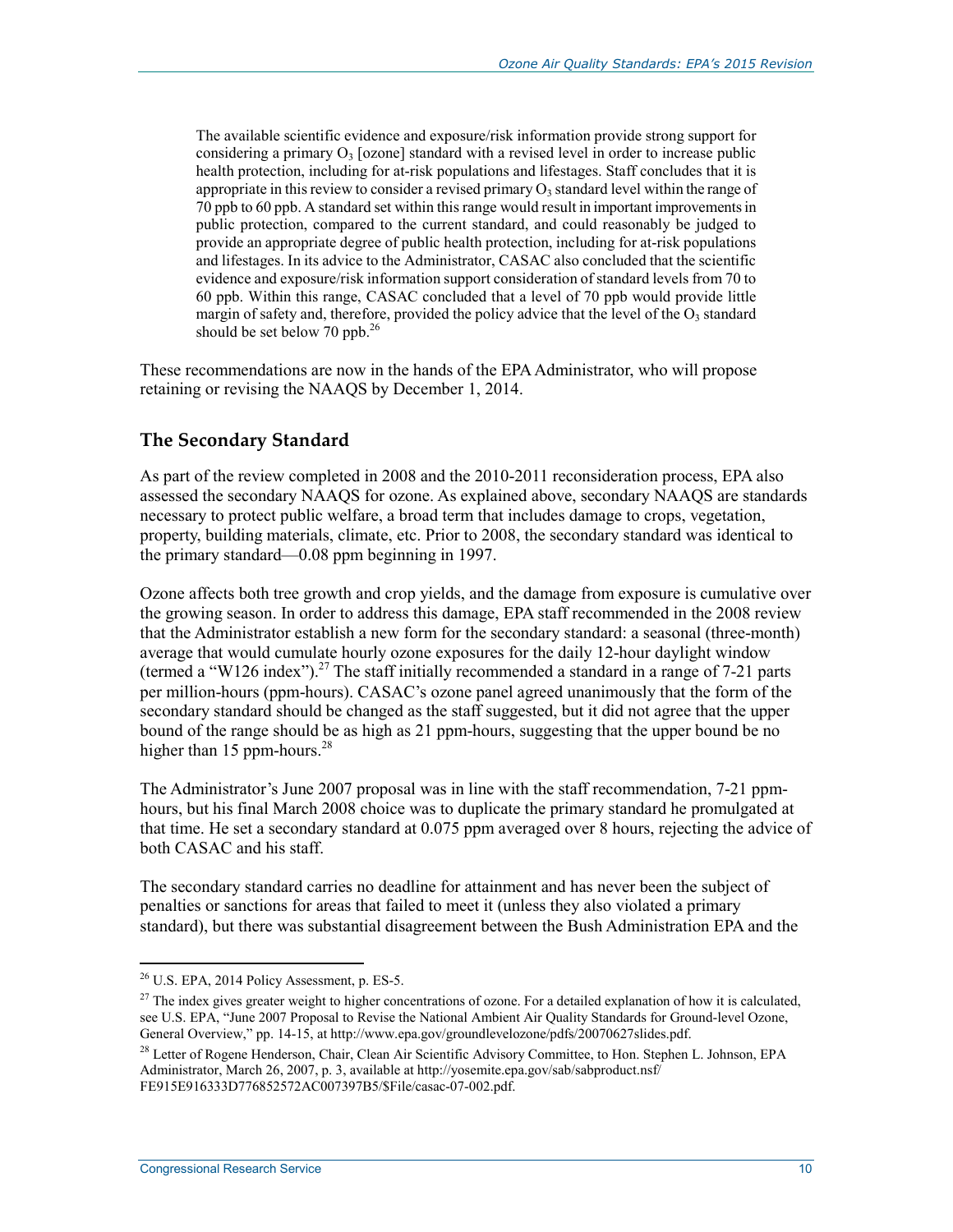> The available scientific evidence and exposure/risk information provide strong support for considering a primary $O_3$ [ozone] standard with a revised level in order to increase public health protection, including for at-risk populations and lifestages. Staff concludes that it is appropriate in this review to consider a revised primary $O_3$ standard level within the range of 70 ppb to 60 ppb. A standard set within this range would result in important improvements in public protection, compared to the current standard, and could reasonably be judged to provide an appropriate degree of public health protection, including for at-risk populations and lifestages. In its advice to the Administrator, CASAC also concluded that the scientific evidence and exposure/risk information support consideration of standard levels from 70 to 60 ppb. Within this range, CASAC concluded that a level of 70 ppb would provide little margin of safety and, therefore, provided the policy advice that the level of the $O_3$ standard should be set below 70 ppb.[26]

These recommendations are now in the hands of the EPA Administrator, who will propose retaining or revising the NAAQS by December 1, 2014.

## The Secondary Standard

As part of the review completed in 2008 and the 2010-2011 reconsideration process, EPA also assessed the secondary NAAQS for ozone. As explained above, secondary NAAQS are standards necessary to protect public welfare, a broad term that includes damage to crops, vegetation, property, building materials, climate, etc. Prior to 2008, the secondary standard was identical to the primary standard—0.08 ppm beginning in 1997.

Ozone affects both tree growth and crop yields, and the damage from exposure is cumulative over the growing season. In order to address this damage, EPA staff recommended in the 2008 review that the Administrator establish a new form for the secondary standard: a seasonal (three-month) average that would cumulate hourly ozone exposures for the daily 12-hour daylight window (termed a "W126 index").[27] The staff initially recommended a standard in a range of 7-21 parts per million-hours (ppm-hours). CASAC's ozone panel agreed unanimously that the form of the secondary standard should be changed as the staff suggested, but it did not agree that the upper bound of the range should be as high as 21 ppm-hours, suggesting that the upper bound be no higher than 15 ppm-hours.[28]

The Administrator's June 2007 proposal was in line with the staff recommendation, 7-21 ppm-hours, but his final March 2008 choice was to duplicate the primary standard he promulgated at that time. He set a secondary standard at 0.075 ppm averaged over 8 hours, rejecting the advice of both CASAC and his staff.

The secondary standard carries no deadline for attainment and has never been the subject of penalties or sanctions for areas that failed to meet it (unless they also violated a primary standard), but there was substantial disagreement between the Bush Administration EPA and the

---

[26] U.S. EPA, 2014 Policy Assessment, p. ES-5.

[27] The index gives greater weight to higher concentrations of ozone. For a detailed explanation of how it is calculated, see U.S. EPA, "June 2007 Proposal to Revise the National Ambient Air Quality Standards for Ground-level Ozone, General Overview," pp. 14-15, at http://www.epa.gov/groundlevelozone/pdfs/20070627slides.pdf.

[28] Letter of Rogene Henderson, Chair, Clean Air Scientific Advisory Committee, to Hon. Stephen L. Johnson, EPA Administrator, March 26, 2007, p. 3, available at http://yosemite.epa.gov/sab/sabproduct.nsf/FE915E916333D776852572AC007397B5/$File/casac-07-002.pdf.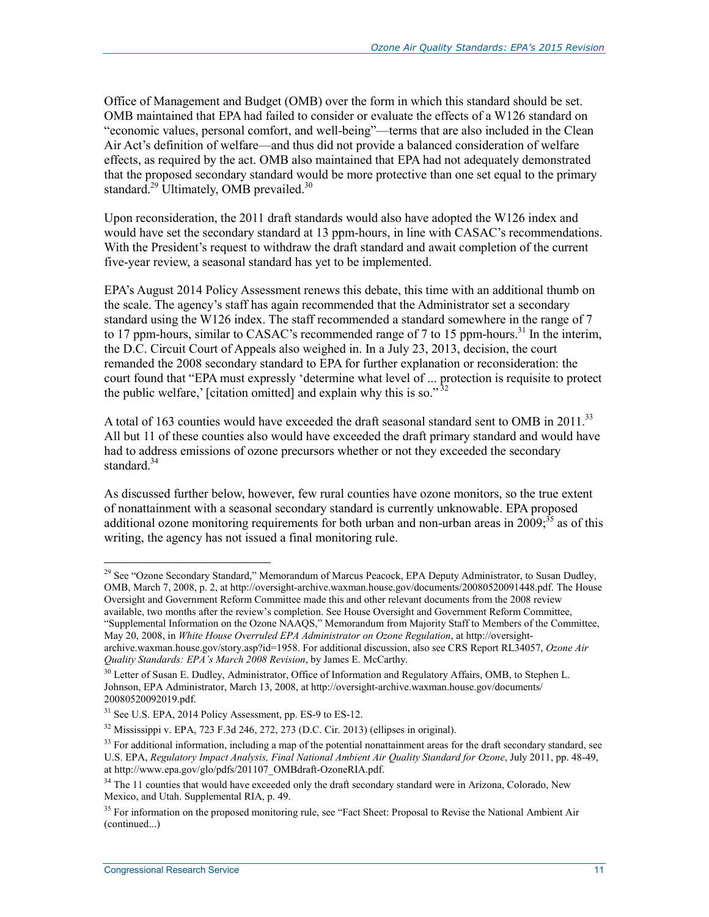Office of Management and Budget (OMB) over the form in which this standard should be set. OMB maintained that EPA had failed to consider or evaluate the effects of a W126 standard on "economic values, personal comfort, and well-being"—terms that are also included in the Clean Air Act's definition of welfare—and thus did not provide a balanced consideration of welfare effects, as required by the act. OMB also maintained that EPA had not adequately demonstrated that the proposed secondary standard would be more protective than one set equal to the primary standard.[29] Ultimately, OMB prevailed.[30]

Upon reconsideration, the 2011 draft standards would also have adopted the W126 index and would have set the secondary standard at 13 ppm-hours, in line with CASAC's recommendations. With the President's request to withdraw the draft standard and await completion of the current five-year review, a seasonal standard has yet to be implemented.

EPA's August 2014 Policy Assessment renews this debate, this time with an additional thumb on the scale. The agency's staff has again recommended that the Administrator set a secondary standard using the W126 index. The staff recommended a standard somewhere in the range of 7 to 17 ppm-hours, similar to CASAC's recommended range of 7 to 15 ppm-hours.[31] In the interim, the D.C. Circuit Court of Appeals also weighed in. In a July 23, 2013, decision, the court remanded the 2008 secondary standard to EPA for further explanation or reconsideration: the court found that "EPA must expressly 'determine what level of ... protection is requisite to protect the public welfare,' [citation omitted] and explain why this is so."[32]

A total of 163 counties would have exceeded the draft seasonal standard sent to OMB in 2011.[33] All but 11 of these counties also would have exceeded the draft primary standard and would have had to address emissions of ozone precursors whether or not they exceeded the secondary standard.[34]

As discussed further below, however, few rural counties have ozone monitors, so the true extent of nonattainment with a seasonal secondary standard is currently unknowable. EPA proposed additional ozone monitoring requirements for both urban and non-urban areas in 2009;[35] as of this writing, the agency has not issued a final monitoring rule.

---

[29] See "Ozone Secondary Standard," Memorandum of Marcus Peacock, EPA Deputy Administrator, to Susan Dudley, OMB, March 7, 2008, p. 2, at http://oversight-archive.waxman.house.gov/documents/20080520091448.pdf. The House Oversight and Government Reform Committee made this and other relevant documents from the 2008 review available, two months after the review's completion. See House Oversight and Government Reform Committee, "Supplemental Information on the Ozone NAAQS," Memorandum from Majority Staff to Members of the Committee, May 20, 2008, in *White House Overruled EPA Administrator on Ozone Regulation*, at http://oversight-archive.waxman.house.gov/story.asp?id=1958. For additional discussion, also see CRS Report RL34057, *Ozone Air Quality Standards: EPA's March 2008 Revision*, by James E. McCarthy.

[30] Letter of Susan E. Dudley, Administrator, Office of Information and Regulatory Affairs, OMB, to Stephen L. Johnson, EPA Administrator, March 13, 2008, at http://oversight-archive.waxman.house.gov/documents/20080520092019.pdf.

[31] See U.S. EPA, 2014 Policy Assessment, pp. ES-9 to ES-12.

[32] Mississippi v. EPA, 723 F.3d 246, 272, 273 (D.C. Cir. 2013) (ellipses in original).

[33] For additional information, including a map of the potential nonattainment areas for the draft secondary standard, see U.S. EPA, *Regulatory Impact Analysis, Final National Ambient Air Quality Standard for Ozone*, July 2011, pp. 48-49, at http://www.epa.gov/glo/pdfs/201107_OMBdraft-OzoneRIA.pdf.

[34] The 11 counties that would have exceeded only the draft secondary standard were in Arizona, Colorado, New Mexico, and Utah. Supplemental RIA, p. 49.

[35] For information on the proposed monitoring rule, see "Fact Sheet: Proposal to Revise the National Ambient Air (continued...)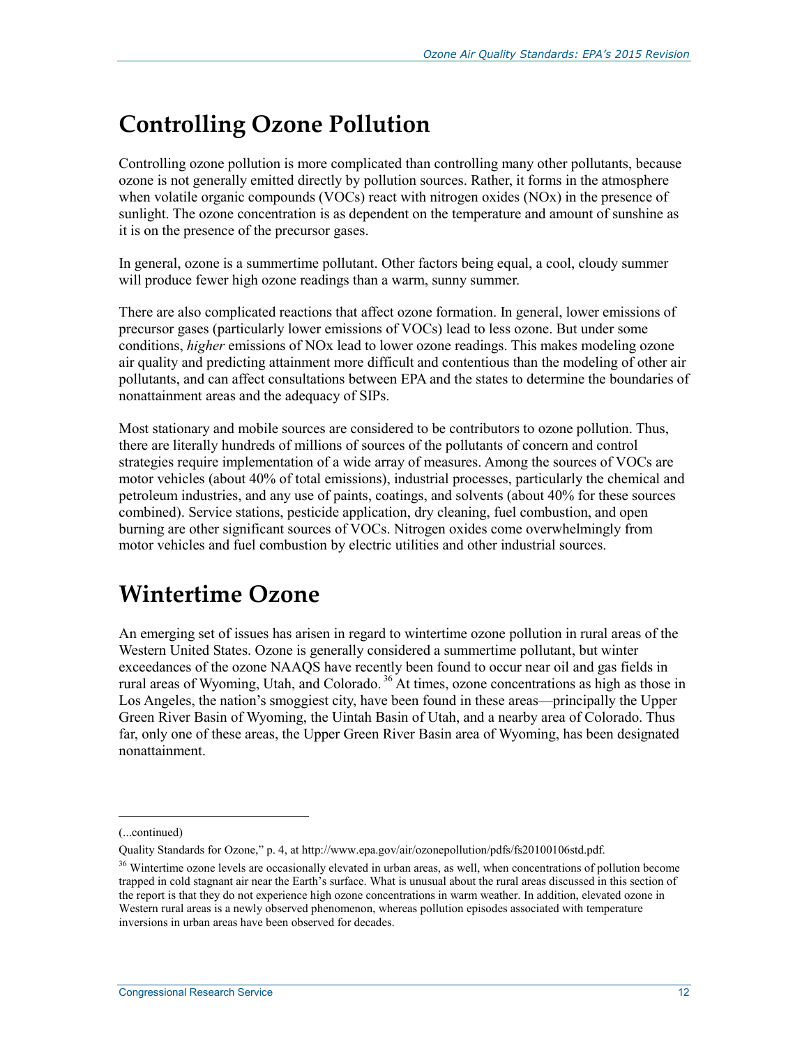## Controlling Ozone Pollution

Controlling ozone pollution is more complicated than controlling many other pollutants, because ozone is not generally emitted directly by pollution sources. Rather, it forms in the atmosphere when volatile organic compounds (VOCs) react with nitrogen oxides (NOx) in the presence of sunlight. The ozone concentration is as dependent on the temperature and amount of sunshine as it is on the presence of the precursor gases.

In general, ozone is a summertime pollutant. Other factors being equal, a cool, cloudy summer will produce fewer high ozone readings than a warm, sunny summer.

There are also complicated reactions that affect ozone formation. In general, lower emissions of precursor gases (particularly lower emissions of VOCs) lead to less ozone. But under some conditions, *higher* emissions of NOx lead to lower ozone readings. This makes modeling ozone air quality and predicting attainment more difficult and contentious than the modeling of other air pollutants, and can affect consultations between EPA and the states to determine the boundaries of nonattainment areas and the adequacy of SIPs.

Most stationary and mobile sources are considered to be contributors to ozone pollution. Thus, there are literally hundreds of millions of sources of the pollutants of concern and control strategies require implementation of a wide array of measures. Among the sources of VOCs are motor vehicles (about 40% of total emissions), industrial processes, particularly the chemical and petroleum industries, and any use of paints, coatings, and solvents (about 40% for these sources combined). Service stations, pesticide application, dry cleaning, fuel combustion, and open burning are other significant sources of VOCs. Nitrogen oxides come overwhelmingly from motor vehicles and fuel combustion by electric utilities and other industrial sources.

## Wintertime Ozone

An emerging set of issues has arisen in regard to wintertime ozone pollution in rural areas of the Western United States. Ozone is generally considered a summertime pollutant, but winter exceedances of the ozone NAAQS have recently been found to occur near oil and gas fields in rural areas of Wyoming, Utah, and Colorado.[36] At times, ozone concentrations as high as those in Los Angeles, the nation's smoggiest city, have been found in these areas—principally the Upper Green River Basin of Wyoming, the Uintah Basin of Utah, and a nearby area of Colorado. Thus far, only one of these areas, the Upper Green River Basin area of Wyoming, has been designated nonattainment.

---

(...continued)

Quality Standards for Ozone," p. 4, at http://www.epa.gov/air/ozonepollution/pdfs/fs20100106std.pdf.

[36] Wintertime ozone levels are occasionally elevated in urban areas, as well, when concentrations of pollution become trapped in cold stagnant air near the Earth's surface. What is unusual about the rural areas discussed in this section of the report is that they do not experience high ozone concentrations in warm weather. In addition, elevated ozone in Western rural areas is a newly observed phenomenon, whereas pollution episodes associated with temperature inversions in urban areas have been observed for decades.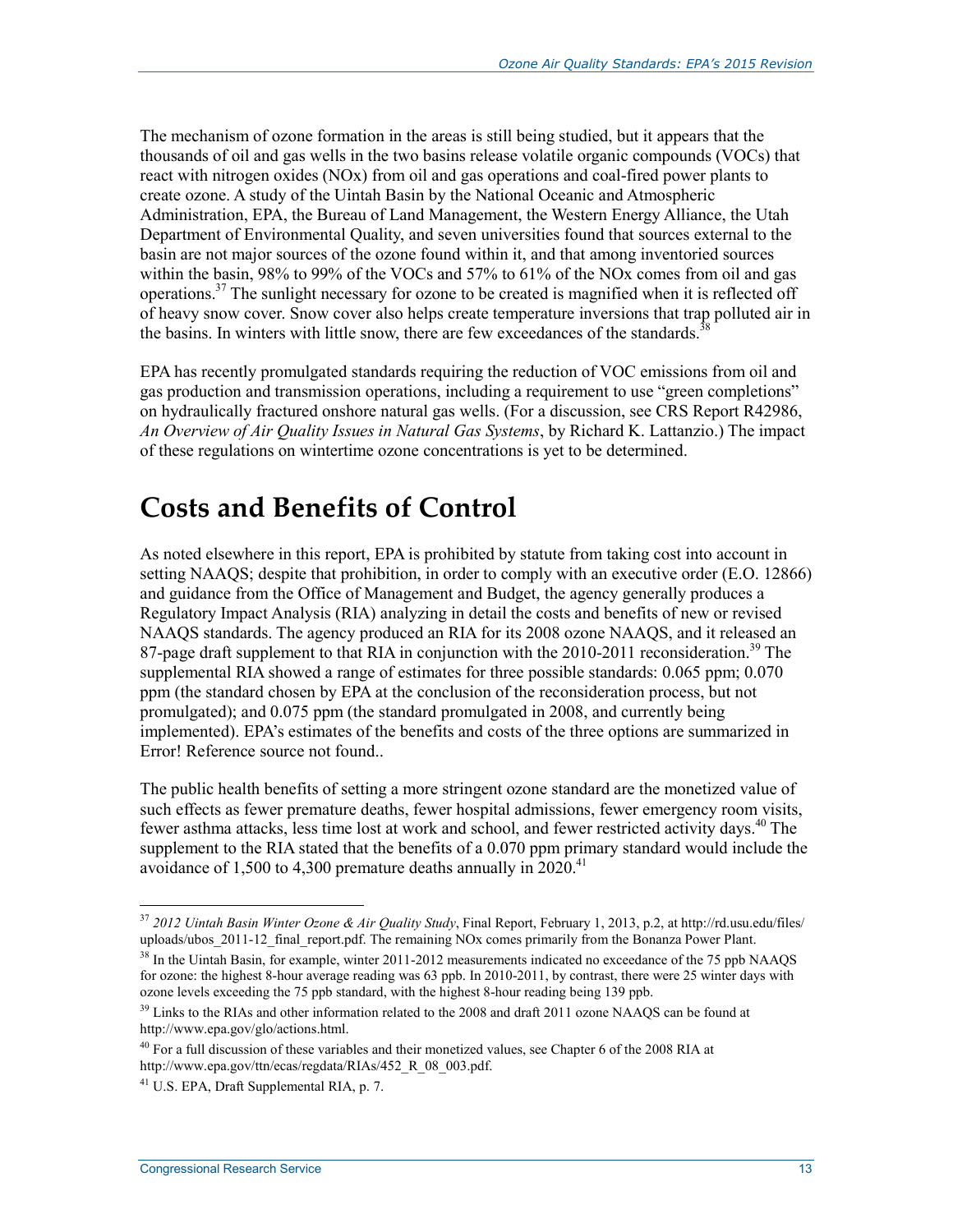The mechanism of ozone formation in the areas is still being studied, but it appears that the thousands of oil and gas wells in the two basins release volatile organic compounds (VOCs) that react with nitrogen oxides (NOx) from oil and gas operations and coal-fired power plants to create ozone. A study of the Uintah Basin by the National Oceanic and Atmospheric Administration, EPA, the Bureau of Land Management, the Western Energy Alliance, the Utah Department of Environmental Quality, and seven universities found that sources external to the basin are not major sources of the ozone found within it, and that among inventoried sources within the basin, 98% to 99% of the VOCs and 57% to 61% of the NOx comes from oil and gas operations.[37] The sunlight necessary for ozone to be created is magnified when it is reflected off of heavy snow cover. Snow cover also helps create temperature inversions that trap polluted air in the basins. In winters with little snow, there are few exceedances of the standards.[38]

EPA has recently promulgated standards requiring the reduction of VOC emissions from oil and gas production and transmission operations, including a requirement to use "green completions" on hydraulically fractured onshore natural gas wells. (For a discussion, see CRS Report R42986, *An Overview of Air Quality Issues in Natural Gas Systems*, by Richard K. Lattanzio.) The impact of these regulations on wintertime ozone concentrations is yet to be determined.

# Costs and Benefits of Control

As noted elsewhere in this report, EPA is prohibited by statute from taking cost into account in setting NAAQS; despite that prohibition, in order to comply with an executive order (E.O. 12866) and guidance from the Office of Management and Budget, the agency generally produces a Regulatory Impact Analysis (RIA) analyzing in detail the costs and benefits of new or revised NAAQS standards. The agency produced an RIA for its 2008 ozone NAAQS, and it released an 87-page draft supplement to that RIA in conjunction with the 2010-2011 reconsideration.[39] The supplemental RIA showed a range of estimates for three possible standards: 0.065 ppm; 0.070 ppm (the standard chosen by EPA at the conclusion of the reconsideration process, but not promulgated); and 0.075 ppm (the standard promulgated in 2008, and currently being implemented). EPA's estimates of the benefits and costs of the three options are summarized in Error! Reference source not found..

The public health benefits of setting a more stringent ozone standard are the monetized value of such effects as fewer premature deaths, fewer hospital admissions, fewer emergency room visits, fewer asthma attacks, less time lost at work and school, and fewer restricted activity days.[40] The supplement to the RIA stated that the benefits of a 0.070 ppm primary standard would include the avoidance of 1,500 to 4,300 premature deaths annually in 2020.[41]

---

[37] *2012 Uintah Basin Winter Ozone & Air Quality Study*, Final Report, February 1, 2013, p.2, at http://rd.usu.edu/files/uploads/ubos_2011-12_final_report.pdf. The remaining NOx comes primarily from the Bonanza Power Plant.

[38] In the Uintah Basin, for example, winter 2011-2012 measurements indicated no exceedance of the 75 ppb NAAQS for ozone: the highest 8-hour average reading was 63 ppb. In 2010-2011, by contrast, there were 25 winter days with ozone levels exceeding the 75 ppb standard, with the highest 8-hour reading being 139 ppb.

[39] Links to the RIAs and other information related to the 2008 and draft 2011 ozone NAAQS can be found at http://www.epa.gov/glo/actions.html.

[40] For a full discussion of these variables and their monetized values, see Chapter 6 of the 2008 RIA at http://www.epa.gov/ttn/ecas/regdata/RIAs/452_R_08_003.pdf.

[41] U.S. EPA, Draft Supplemental RIA, p. 7.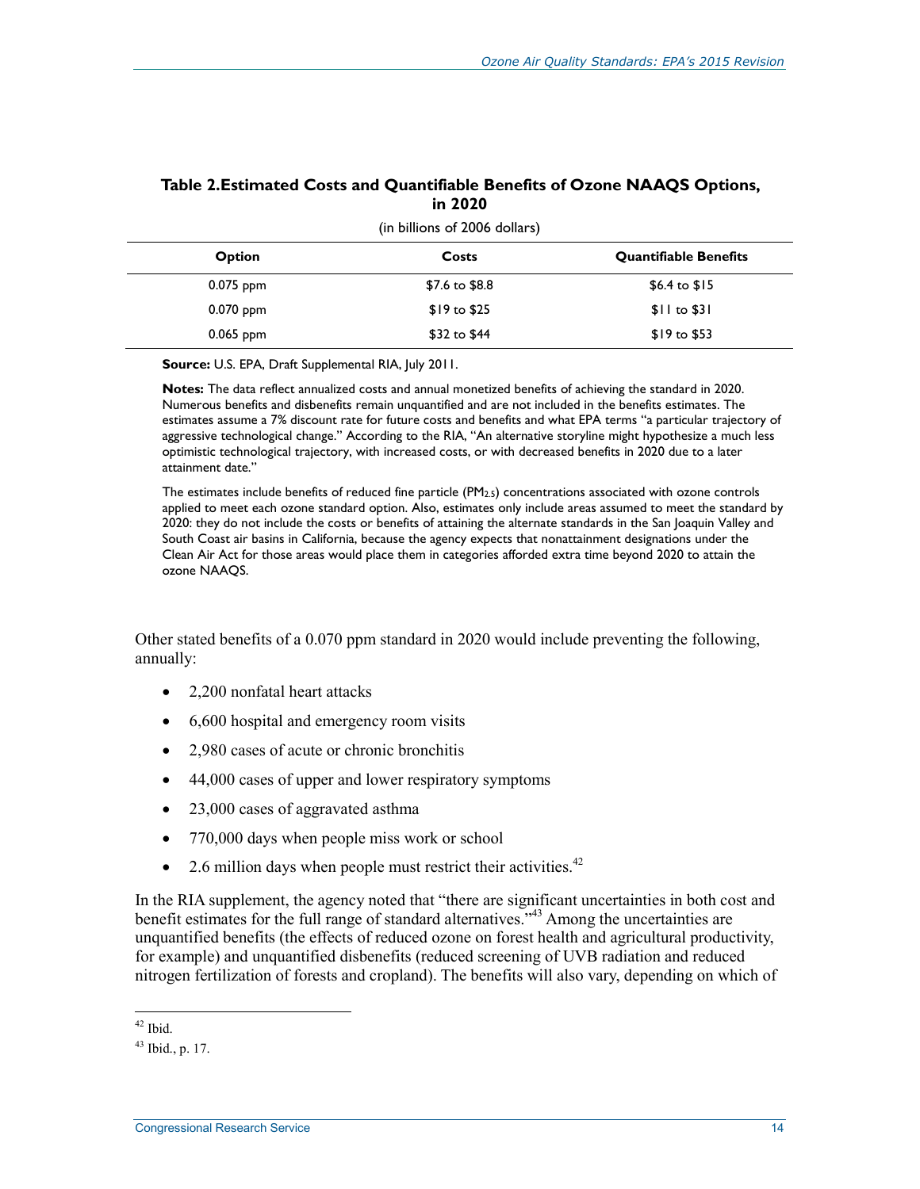**Table 2. Estimated Costs and Quantifiable Benefits of Ozone NAAQS Options, in 2020**

(in billions of 2006 dollars)

| Option | Costs | Quantifiable Benefits |
|---|---|---|
| 0.075 ppm | $7.6 to $8.8 | $6.4 to $15 |
| 0.070 ppm | $19 to $25 | $11 to $31 |
| 0.065 ppm | $32 to $44 | $19 to $53 |

**Source:** U.S. EPA, Draft Supplemental RIA, July 2011.

**Notes:** The data reflect annualized costs and annual monetized benefits of achieving the standard in 2020. Numerous benefits and disbenefits remain unquantified and are not included in the benefits estimates. The estimates assume a 7% discount rate for future costs and benefits and what EPA terms "a particular trajectory of aggressive technological change." According to the RIA, "An alternative storyline might hypothesize a much less optimistic technological trajectory, with increased costs, or with decreased benefits in 2020 due to a later attainment date."

The estimates include benefits of reduced fine particle ($PM_{2.5}$) concentrations associated with ozone controls applied to meet each ozone standard option. Also, estimates only include areas assumed to meet the standard by 2020: they do not include the costs or benefits of attaining the alternate standards in the San Joaquin Valley and South Coast air basins in California, because the agency expects that nonattainment designations under the Clean Air Act for those areas would place them in categories afforded extra time beyond 2020 to attain the ozone NAAQS.

Other stated benefits of a 0.070 ppm standard in 2020 would include preventing the following, annually:

- 2,200 nonfatal heart attacks
- 6,600 hospital and emergency room visits
- 2,980 cases of acute or chronic bronchitis
- 44,000 cases of upper and lower respiratory symptoms
- 23,000 cases of aggravated asthma
- 770,000 days when people miss work or school
- 2.6 million days when people must restrict their activities.[42]

In the RIA supplement, the agency noted that "there are significant uncertainties in both cost and benefit estimates for the full range of standard alternatives."[43] Among the uncertainties are unquantified benefits (the effects of reduced ozone on forest health and agricultural productivity, for example) and unquantified disbenefits (reduced screening of UVB radiation and reduced nitrogen fertilization of forests and cropland). The benefits will also vary, depending on which of

[42] Ibid.

[43] Ibid., p. 17.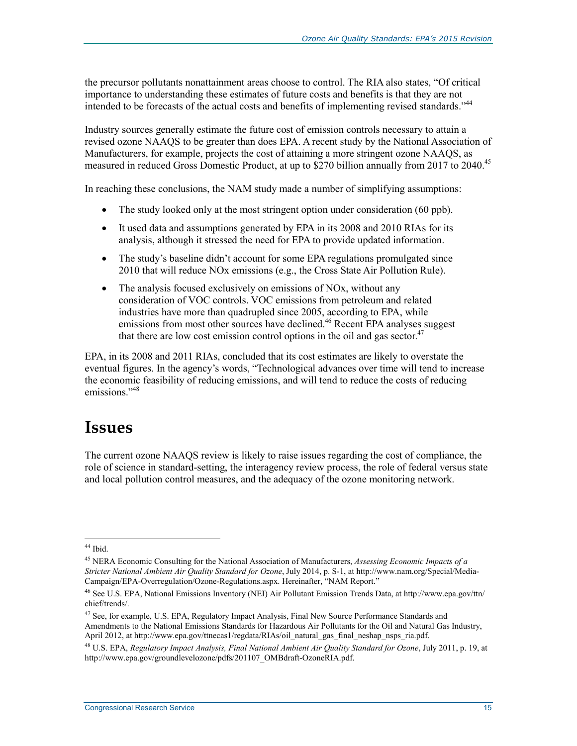the precursor pollutants nonattainment areas choose to control. The RIA also states, "Of critical importance to understanding these estimates of future costs and benefits is that they are not intended to be forecasts of the actual costs and benefits of implementing revised standards."[44]

Industry sources generally estimate the future cost of emission controls necessary to attain a revised ozone NAAQS to be greater than does EPA. A recent study by the National Association of Manufacturers, for example, projects the cost of attaining a more stringent ozone NAAQS, as measured in reduced Gross Domestic Product, at up to $270 billion annually from 2017 to 2040.[45]

In reaching these conclusions, the NAM study made a number of simplifying assumptions:

- The study looked only at the most stringent option under consideration (60 ppb).
- It used data and assumptions generated by EPA in its 2008 and 2010 RIAs for its analysis, although it stressed the need for EPA to provide updated information.
- The study's baseline didn't account for some EPA regulations promulgated since 2010 that will reduce NOx emissions (e.g., the Cross State Air Pollution Rule).
- The analysis focused exclusively on emissions of NOx, without any consideration of VOC controls. VOC emissions from petroleum and related industries have more than quadrupled since 2005, according to EPA, while emissions from most other sources have declined.[46] Recent EPA analyses suggest that there are low cost emission control options in the oil and gas sector.[47]

EPA, in its 2008 and 2011 RIAs, concluded that its cost estimates are likely to overstate the eventual figures. In the agency's words, "Technological advances over time will tend to increase the economic feasibility of reducing emissions, and will tend to reduce the costs of reducing emissions."[48]

# Issues

The current ozone NAAQS review is likely to raise issues regarding the cost of compliance, the role of science in standard-setting, the interagency review process, the role of federal versus state and local pollution control measures, and the adequacy of the ozone monitoring network.

---

[44] Ibid.

[45] NERA Economic Consulting for the National Association of Manufacturers, *Assessing Economic Impacts of a Stricter National Ambient Air Quality Standard for Ozone*, July 2014, p. S-1, at http://www.nam.org/Special/Media-Campaign/EPA-Overregulation/Ozone-Regulations.aspx. Hereinafter, "NAM Report."

[46] See U.S. EPA, National Emissions Inventory (NEI) Air Pollutant Emission Trends Data, at http://www.epa.gov/ttn/chief/trends/.

[47] See, for example, U.S. EPA, Regulatory Impact Analysis, Final New Source Performance Standards and Amendments to the National Emissions Standards for Hazardous Air Pollutants for the Oil and Natural Gas Industry, April 2012, at http://www.epa.gov/ttnecas1/regdata/RIAs/oil_natural_gas_final_neshap_nsps_ria.pdf.

[48] U.S. EPA, *Regulatory Impact Analysis, Final National Ambient Air Quality Standard for Ozone*, July 2011, p. 19, at http://www.epa.gov/groundlevelozone/pdfs/201107_OMBdraft-OzoneRIA.pdf.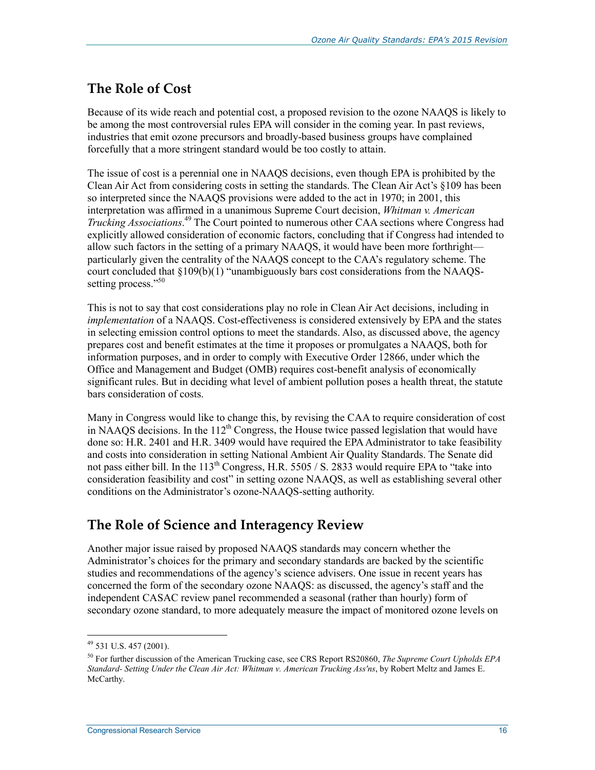## The Role of Cost

Because of its wide reach and potential cost, a proposed revision to the ozone NAAQS is likely to be among the most controversial rules EPA will consider in the coming year. In past reviews, industries that emit ozone precursors and broadly-based business groups have complained forcefully that a more stringent standard would be too costly to attain.

The issue of cost is a perennial one in NAAQS decisions, even though EPA is prohibited by the Clean Air Act from considering costs in setting the standards. The Clean Air Act's §109 has been so interpreted since the NAAQS provisions were added to the act in 1970; in 2001, this interpretation was affirmed in a unanimous Supreme Court decision, *Whitman v. American Trucking Associations*.[49] The Court pointed to numerous other CAA sections where Congress had explicitly allowed consideration of economic factors, concluding that if Congress had intended to allow such factors in the setting of a primary NAAQS, it would have been more forthright—particularly given the centrality of the NAAQS concept to the CAA's regulatory scheme. The court concluded that §109(b)(1) "unambiguously bars cost considerations from the NAAQS-setting process."[50]

This is not to say that cost considerations play no role in Clean Air Act decisions, including in *implementation* of a NAAQS. Cost-effectiveness is considered extensively by EPA and the states in selecting emission control options to meet the standards. Also, as discussed above, the agency prepares cost and benefit estimates at the time it proposes or promulgates a NAAQS, both for information purposes, and in order to comply with Executive Order 12866, under which the Office and Management and Budget (OMB) requires cost-benefit analysis of economically significant rules. But in deciding what level of ambient pollution poses a health threat, the statute bars consideration of costs.

Many in Congress would like to change this, by revising the CAA to require consideration of cost in NAAQS decisions. In the 112th Congress, the House twice passed legislation that would have done so: H.R. 2401 and H.R. 3409 would have required the EPA Administrator to take feasibility and costs into consideration in setting National Ambient Air Quality Standards. The Senate did not pass either bill. In the 113th Congress, H.R. 5505 / S. 2833 would require EPA to "take into consideration feasibility and cost" in setting ozone NAAQS, as well as establishing several other conditions on the Administrator's ozone-NAAQS-setting authority.

## The Role of Science and Interagency Review

Another major issue raised by proposed NAAQS standards may concern whether the Administrator's choices for the primary and secondary standards are backed by the scientific studies and recommendations of the agency's science advisers. One issue in recent years has concerned the form of the secondary ozone NAAQS: as discussed, the agency's staff and the independent CASAC review panel recommended a seasonal (rather than hourly) form of secondary ozone standard, to more adequately measure the impact of monitored ozone levels on

---

[49] 531 U.S. 457 (2001).

[50] For further discussion of the American Trucking case, see CRS Report RS20860, *The Supreme Court Upholds EPA Standard- Setting Under the Clean Air Act: Whitman v. American Trucking Ass'ns*, by Robert Meltz and James E. McCarthy.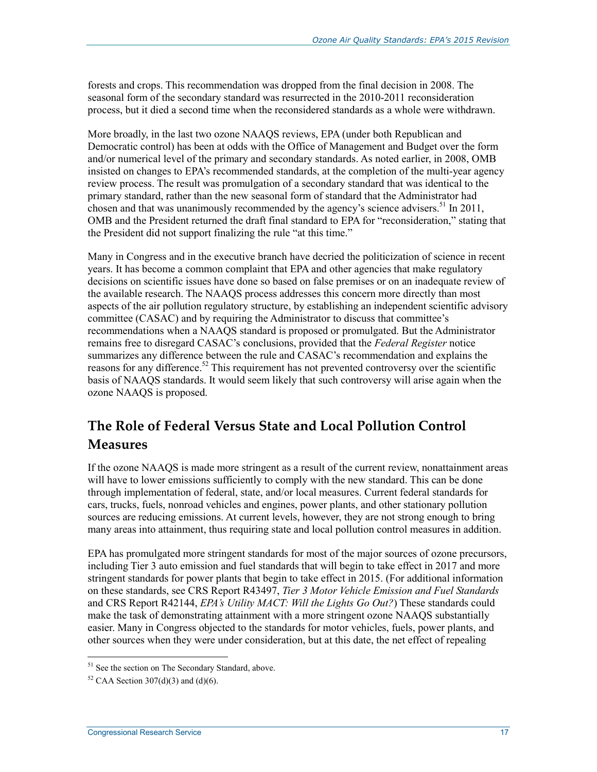forests and crops. This recommendation was dropped from the final decision in 2008. The seasonal form of the secondary standard was resurrected in the 2010-2011 reconsideration process, but it died a second time when the reconsidered standards as a whole were withdrawn.

More broadly, in the last two ozone NAAQS reviews, EPA (under both Republican and Democratic control) has been at odds with the Office of Management and Budget over the form and/or numerical level of the primary and secondary standards. As noted earlier, in 2008, OMB insisted on changes to EPA's recommended standards, at the completion of the multi-year agency review process. The result was promulgation of a secondary standard that was identical to the primary standard, rather than the new seasonal form of standard that the Administrator had chosen and that was unanimously recommended by the agency's science advisers.[51] In 2011, OMB and the President returned the draft final standard to EPA for "reconsideration," stating that the President did not support finalizing the rule "at this time."

Many in Congress and in the executive branch have decried the politicization of science in recent years. It has become a common complaint that EPA and other agencies that make regulatory decisions on scientific issues have done so based on false premises or on an inadequate review of the available research. The NAAQS process addresses this concern more directly than most aspects of the air pollution regulatory structure, by establishing an independent scientific advisory committee (CASAC) and by requiring the Administrator to discuss that committee's recommendations when a NAAQS standard is proposed or promulgated. But the Administrator remains free to disregard CASAC's conclusions, provided that the *Federal Register* notice summarizes any difference between the rule and CASAC's recommendation and explains the reasons for any difference.[52] This requirement has not prevented controversy over the scientific basis of NAAQS standards. It would seem likely that such controversy will arise again when the ozone NAAQS is proposed.

## The Role of Federal Versus State and Local Pollution Control Measures

If the ozone NAAQS is made more stringent as a result of the current review, nonattainment areas will have to lower emissions sufficiently to comply with the new standard. This can be done through implementation of federal, state, and/or local measures. Current federal standards for cars, trucks, fuels, nonroad vehicles and engines, power plants, and other stationary pollution sources are reducing emissions. At current levels, however, they are not strong enough to bring many areas into attainment, thus requiring state and local pollution control measures in addition.

EPA has promulgated more stringent standards for most of the major sources of ozone precursors, including Tier 3 auto emission and fuel standards that will begin to take effect in 2017 and more stringent standards for power plants that begin to take effect in 2015. (For additional information on these standards, see CRS Report R43497, *Tier 3 Motor Vehicle Emission and Fuel Standards* and CRS Report R42144, *EPA's Utility MACT: Will the Lights Go Out?*) These standards could make the task of demonstrating attainment with a more stringent ozone NAAQS substantially easier. Many in Congress objected to the standards for motor vehicles, fuels, power plants, and other sources when they were under consideration, but at this date, the net effect of repealing

---

[51] See the section on The Secondary Standard, above.

[52] CAA Section 307(d)(3) and (d)(6).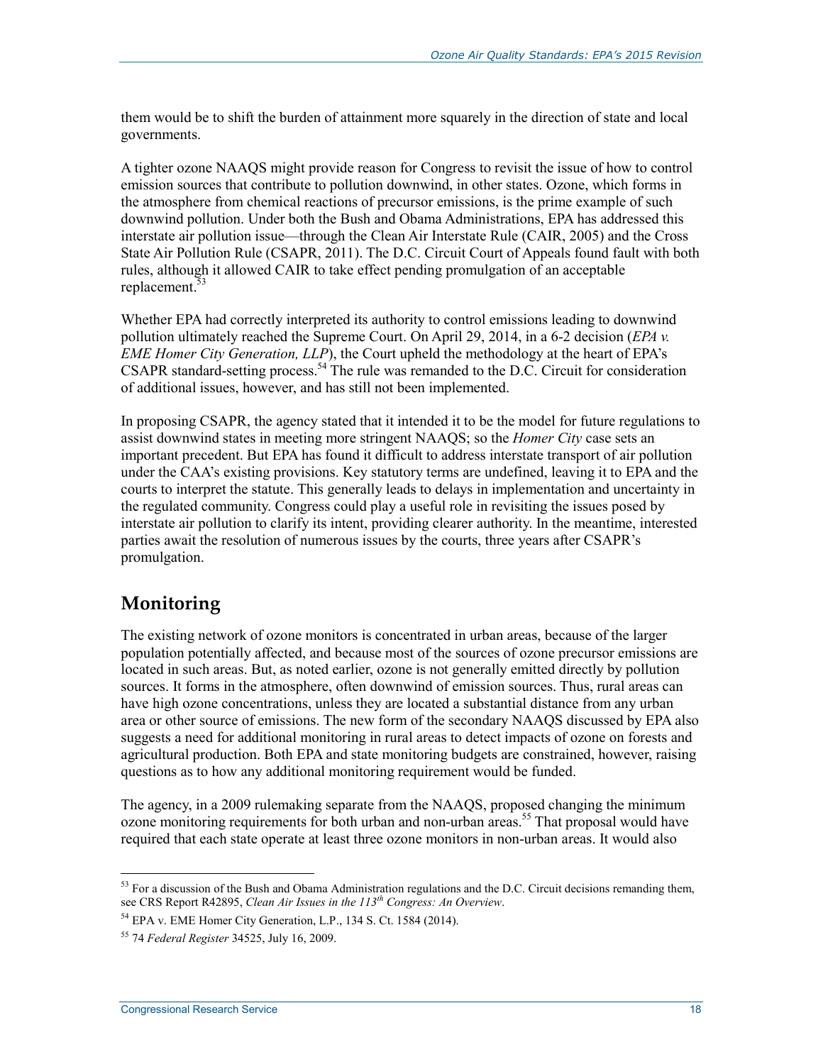them would be to shift the burden of attainment more squarely in the direction of state and local governments.

A tighter ozone NAAQS might provide reason for Congress to revisit the issue of how to control emission sources that contribute to pollution downwind, in other states. Ozone, which forms in the atmosphere from chemical reactions of precursor emissions, is the prime example of such downwind pollution. Under both the Bush and Obama Administrations, EPA has addressed this interstate air pollution issue—through the Clean Air Interstate Rule (CAIR, 2005) and the Cross State Air Pollution Rule (CSAPR, 2011). The D.C. Circuit Court of Appeals found fault with both rules, although it allowed CAIR to take effect pending promulgation of an acceptable replacement.[53]

Whether EPA had correctly interpreted its authority to control emissions leading to downwind pollution ultimately reached the Supreme Court. On April 29, 2014, in a 6-2 decision (*EPA v. EME Homer City Generation, LLP*), the Court upheld the methodology at the heart of EPA's CSAPR standard-setting process.[54] The rule was remanded to the D.C. Circuit for consideration of additional issues, however, and has still not been implemented.

In proposing CSAPR, the agency stated that it intended it to be the model for future regulations to assist downwind states in meeting more stringent NAAQS; so the *Homer City* case sets an important precedent. But EPA has found it difficult to address interstate transport of air pollution under the CAA's existing provisions. Key statutory terms are undefined, leaving it to EPA and the courts to interpret the statute. This generally leads to delays in implementation and uncertainty in the regulated community. Congress could play a useful role in revisiting the issues posed by interstate air pollution to clarify its intent, providing clearer authority. In the meantime, interested parties await the resolution of numerous issues by the courts, three years after CSAPR's promulgation.

## Monitoring

The existing network of ozone monitors is concentrated in urban areas, because of the larger population potentially affected, and because most of the sources of ozone precursor emissions are located in such areas. But, as noted earlier, ozone is not generally emitted directly by pollution sources. It forms in the atmosphere, often downwind of emission sources. Thus, rural areas can have high ozone concentrations, unless they are located a substantial distance from any urban area or other source of emissions. The new form of the secondary NAAQS discussed by EPA also suggests a need for additional monitoring in rural areas to detect impacts of ozone on forests and agricultural production. Both EPA and state monitoring budgets are constrained, however, raising questions as to how any additional monitoring requirement would be funded.

The agency, in a 2009 rulemaking separate from the NAAQS, proposed changing the minimum ozone monitoring requirements for both urban and non-urban areas.[55] That proposal would have required that each state operate at least three ozone monitors in non-urban areas. It would also

---

[53] For a discussion of the Bush and Obama Administration regulations and the D.C. Circuit decisions remanding them, see CRS Report R42895, *Clean Air Issues in the 113th Congress: An Overview*.

[54] EPA v. EME Homer City Generation, L.P., 134 S. Ct. 1584 (2014).

[55] 74 *Federal Register* 34525, July 16, 2009.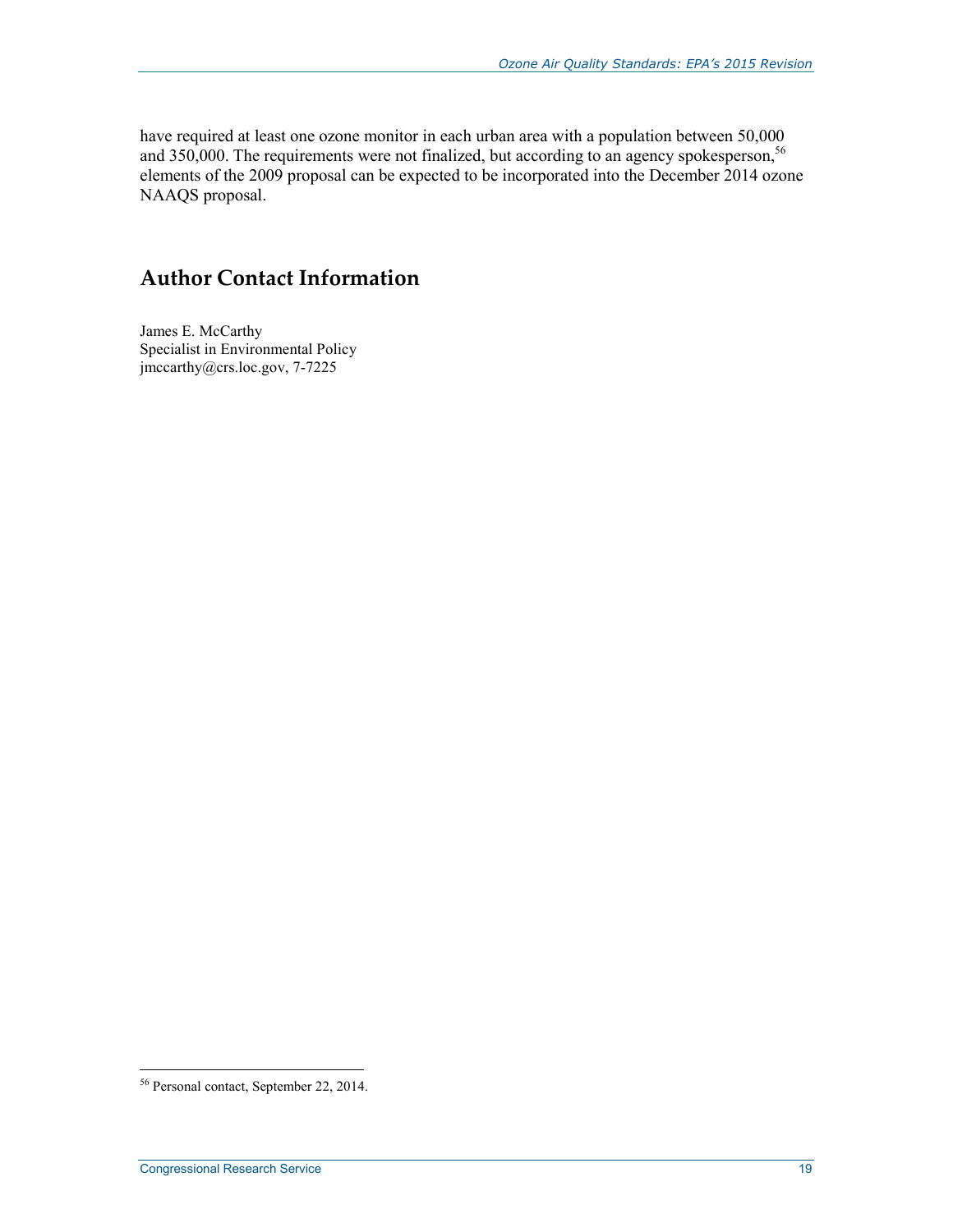have required at least one ozone monitor in each urban area with a population between 50,000 and 350,000. The requirements were not finalized, but according to an agency spokesperson,[56] elements of the 2009 proposal can be expected to be incorporated into the December 2014 ozone NAAQS proposal.

## Author Contact Information

James E. McCarthy
Specialist in Environmental Policy
jmccarthy@crs.loc.gov, 7-7225

[56] Personal contact, September 22, 2014.